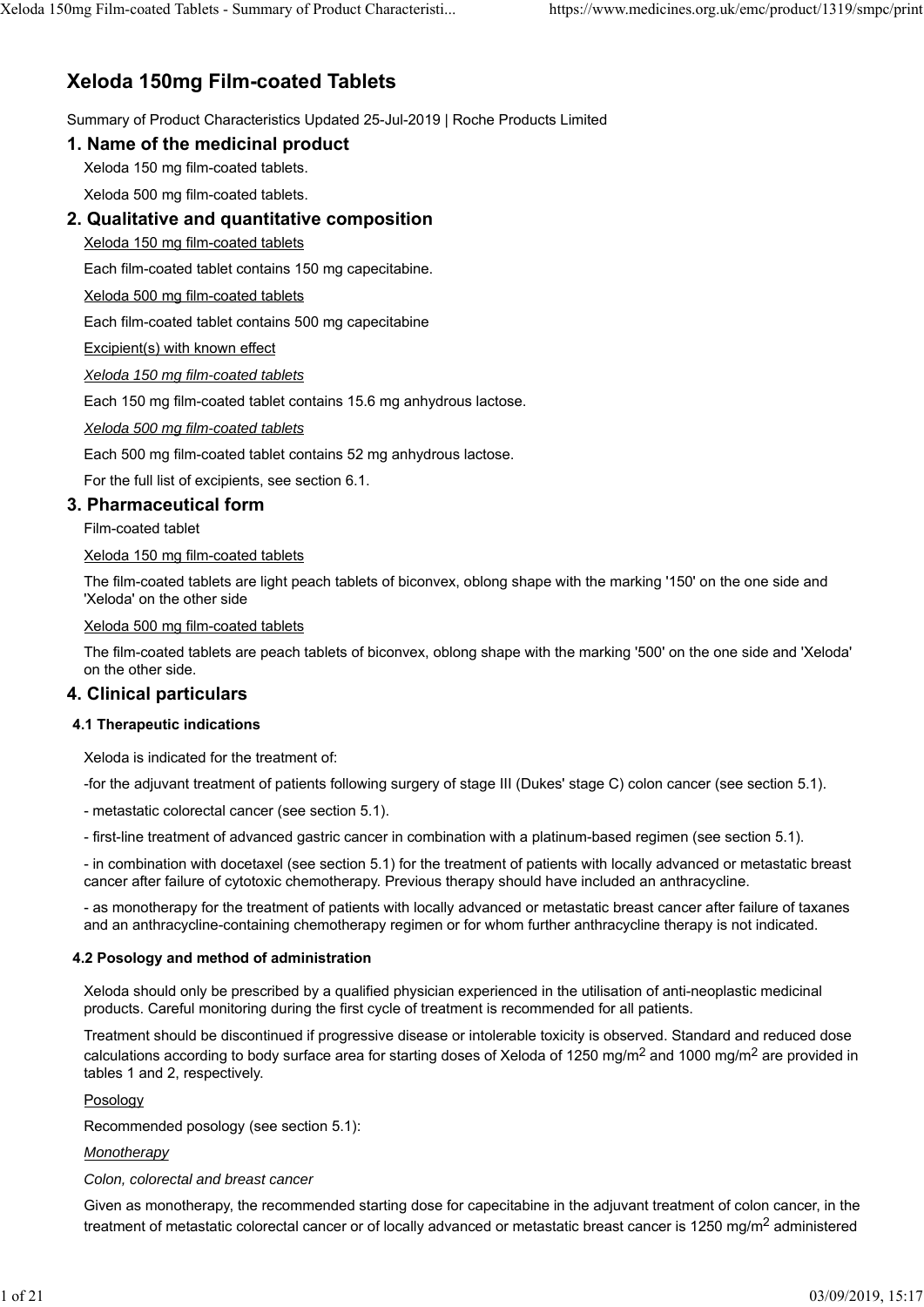# Xeloda 150mg Film-coated Tablets

Summary of Product Characteristics Updated 25-Jul-2019 | Roche Products Limited

## 1. Name of the medicinal product

Xeloda 150 mg film-coated tablets.

Xeloda 500 mg film-coated tablets.

## 2. Qualitative and quantitative composition

Xeloda 150 mg film-coated tablets

Each film-coated tablet contains 150 mg capecitabine.

Xeloda 500 mg film-coated tablets

Each film-coated tablet contains 500 mg capecitabine

Excipient(s) with known effect

*Xeloda 150 mg film-coated tablets*

Each 150 mg film-coated tablet contains 15.6 mg anhydrous lactose.

*Xeloda 500 mg film-coated tablets*

Each 500 mg film-coated tablet contains 52 mg anhydrous lactose.

For the full list of excipients, see section 6.1.

## 3. Pharmaceutical form

Film-coated tablet

Xeloda 150 mg film-coated tablets

The film-coated tablets are light peach tablets of biconvex, oblong shape with the marking '150' on the one side and 'Xeloda' on the other side

Xeloda 500 mg film-coated tablets

The film-coated tablets are peach tablets of biconvex, oblong shape with the marking '500' on the one side and 'Xeloda' on the other side.

## 4. Clinical particulars

### 4.1 Therapeutic indications

Xeloda is indicated for the treatment of:

-for the adjuvant treatment of patients following surgery of stage III (Dukes' stage C) colon cancer (see section 5.1).

- metastatic colorectal cancer (see section 5.1).

- first-line treatment of advanced gastric cancer in combination with a platinum-based regimen (see section 5.1).

- in combination with docetaxel (see section 5.1) for the treatment of patients with locally advanced or metastatic breast cancer after failure of cytotoxic chemotherapy. Previous therapy should have included an anthracycline.

- as monotherapy for the treatment of patients with locally advanced or metastatic breast cancer after failure of taxanes and an anthracycline-containing chemotherapy regimen or for whom further anthracycline therapy is not indicated.

### 4.2 Posology and method of administration

Xeloda should only be prescribed by a qualified physician experienced in the utilisation of anti-neoplastic medicinal products. Careful monitoring during the first cycle of treatment is recommended for all patients.

Treatment should be discontinued if progressive disease or intolerable toxicity is observed. Standard and reduced dose calculations according to body surface area for starting doses of Xeloda of 1250 mg/m$^2$ and 1000 mg/m$^2$ are provided in tables 1 and 2, respectively.

Posology

Recommended posology (see section 5.1):

*Monotherapy*

*Colon, colorectal and breast cancer*

Given as monotherapy, the recommended starting dose for capecitabine in the adjuvant treatment of colon cancer, in the treatment of metastatic colorectal cancer or of locally advanced or metastatic breast cancer is 1250 mg/m$^2$ administered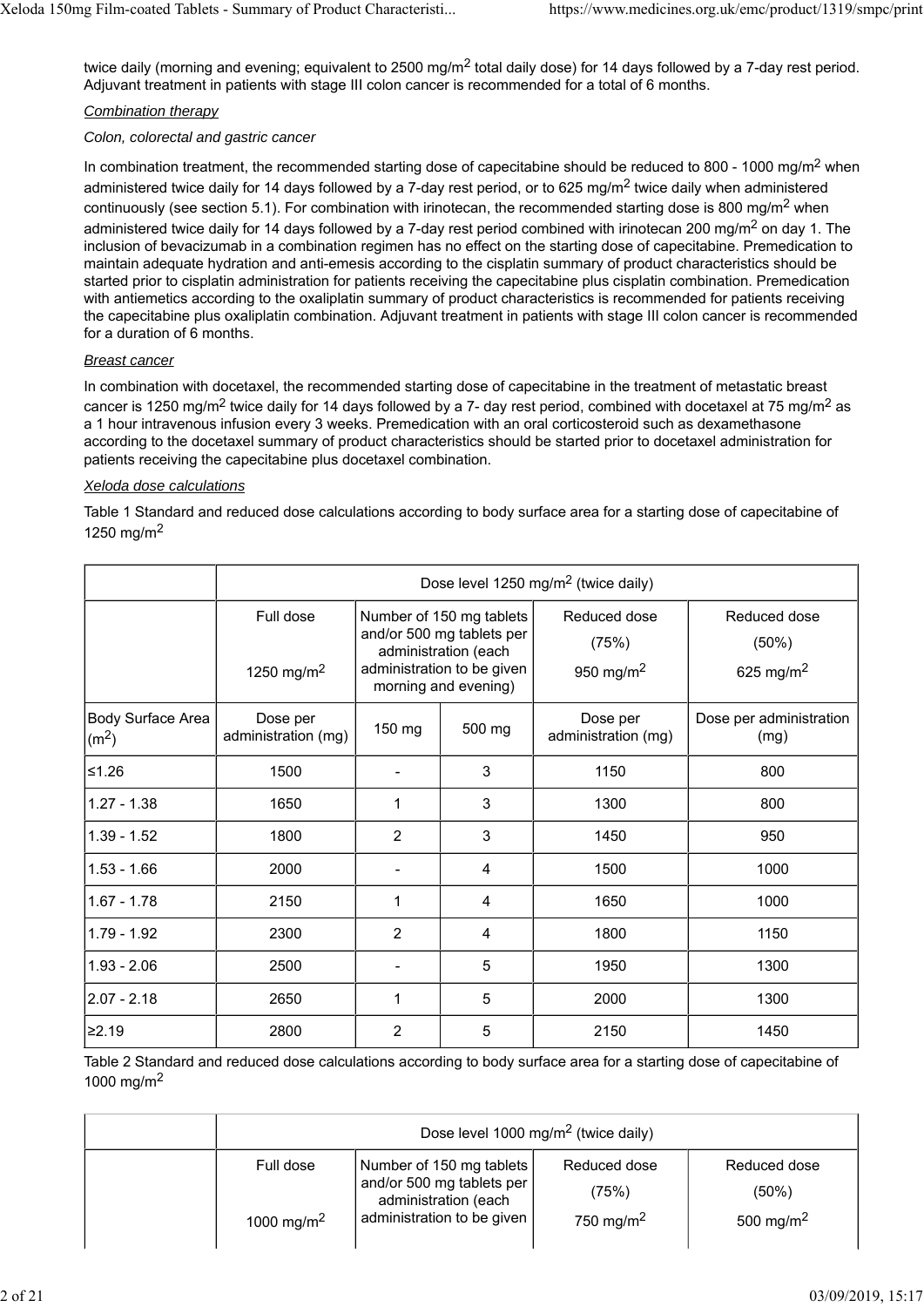twice daily (morning and evening; equivalent to 2500 mg/m$^2$ total daily dose) for 14 days followed by a 7-day rest period. Adjuvant treatment in patients with stage III colon cancer is recommended for a total of 6 months.

*Combination therapy*

*Colon, colorectal and gastric cancer*

In combination treatment, the recommended starting dose of capecitabine should be reduced to 800 - 1000 mg/m$^2$ when administered twice daily for 14 days followed by a 7-day rest period, or to 625 mg/m$^2$ twice daily when administered continuously (see section 5.1). For combination with irinotecan, the recommended starting dose is 800 mg/m$^2$ when administered twice daily for 14 days followed by a 7-day rest period combined with irinotecan 200 mg/m$^2$ on day 1. The inclusion of bevacizumab in a combination regimen has no effect on the starting dose of capecitabine. Premedication to maintain adequate hydration and anti-emesis according to the cisplatin summary of product characteristics should be started prior to cisplatin administration for patients receiving the capecitabine plus cisplatin combination. Premedication with antiemetics according to the oxaliplatin summary of product characteristics is recommended for patients receiving the capecitabine plus oxaliplatin combination. Adjuvant treatment in patients with stage III colon cancer is recommended for a duration of 6 months.

*Breast cancer*

In combination with docetaxel, the recommended starting dose of capecitabine in the treatment of metastatic breast cancer is 1250 mg/m$^2$ twice daily for 14 days followed by a 7- day rest period, combined with docetaxel at 75 mg/m$^2$ as a 1 hour intravenous infusion every 3 weeks. Premedication with an oral corticosteroid such as dexamethasone according to the docetaxel summary of product characteristics should be started prior to docetaxel administration for patients receiving the capecitabine plus docetaxel combination.

*Xeloda dose calculations*

Table 1 Standard and reduced dose calculations according to body surface area for a starting dose of capecitabine of 1250 mg/m$^2$

| | Dose level 1250 mg/m$^2$ (twice daily) | | | | |
|---|---|---|---|---|---|
| | Full dose 1250 mg/m$^2$ | Number of 150 mg tablets and/or 500 mg tablets per administration (each administration to be given morning and evening) | | Reduced dose (75%) 950 mg/m$^2$ | Reduced dose (50%) 625 mg/m$^2$ |
| Body Surface Area (m$^2$) | Dose per administration (mg) | 150 mg | 500 mg | Dose per administration (mg) | Dose per administration (mg) |
| ≤1.26 | 1500 | - | 3 | 1150 | 800 |
| 1.27 - 1.38 | 1650 | 1 | 3 | 1300 | 800 |
| 1.39 - 1.52 | 1800 | 2 | 3 | 1450 | 950 |
| 1.53 - 1.66 | 2000 | - | 4 | 1500 | 1000 |
| 1.67 - 1.78 | 2150 | 1 | 4 | 1650 | 1000 |
| 1.79 - 1.92 | 2300 | 2 | 4 | 1800 | 1150 |
| 1.93 - 2.06 | 2500 | - | 5 | 1950 | 1300 |
| 2.07 - 2.18 | 2650 | 1 | 5 | 2000 | 1300 |
| ≥2.19 | 2800 | 2 | 5 | 2150 | 1450 |

Table 2 Standard and reduced dose calculations according to body surface area for a starting dose of capecitabine of 1000 mg/m$^2$

| | Dose level 1000 mg/m$^2$ (twice daily) | | | |
|---|---|---|---|---|
| | Full dose 1000 mg/m$^2$ | Number of 150 mg tablets and/or 500 mg tablets per administration (each administration to be given | Reduced dose (75%) 750 mg/m$^2$ | Reduced dose (50%) 500 mg/m$^2$ |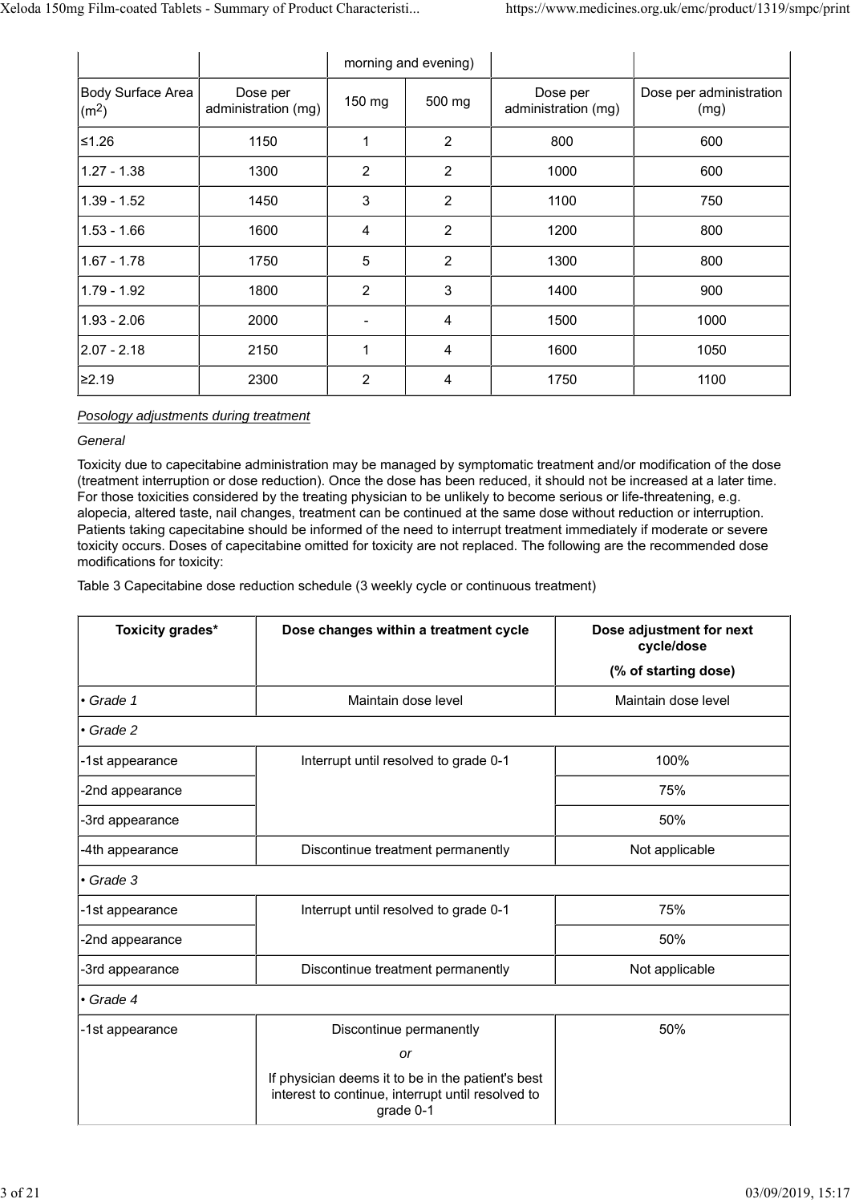| | | morning and evening) | | | |
|---|---|---|---|---|---|
| Body Surface Area ($m^2$) | Dose per administration (mg) | 150 mg | 500 mg | Dose per administration (mg) | Dose per administration (mg) |
| ≤1.26 | 1150 | 1 | 2 | 800 | 600 |
| 1.27 - 1.38 | 1300 | 2 | 2 | 1000 | 600 |
| 1.39 - 1.52 | 1450 | 3 | 2 | 1100 | 750 |
| 1.53 - 1.66 | 1600 | 4 | 2 | 1200 | 800 |
| 1.67 - 1.78 | 1750 | 5 | 2 | 1300 | 800 |
| 1.79 - 1.92 | 1800 | 2 | 3 | 1400 | 900 |
| 1.93 - 2.06 | 2000 | - | 4 | 1500 | 1000 |
| 2.07 - 2.18 | 2150 | 1 | 4 | 1600 | 1050 |
| ≥2.19 | 2300 | 2 | 4 | 1750 | 1100 |

*Posology adjustments during treatment*

*General*

Toxicity due to capecitabine administration may be managed by symptomatic treatment and/or modification of the dose (treatment interruption or dose reduction). Once the dose has been reduced, it should not be increased at a later time. For those toxicities considered by the treating physician to be unlikely to become serious or life-threatening, e.g. alopecia, altered taste, nail changes, treatment can be continued at the same dose without reduction or interruption. Patients taking capecitabine should be informed of the need to interrupt treatment immediately if moderate or severe toxicity occurs. Doses of capecitabine omitted for toxicity are not replaced. The following are the recommended dose modifications for toxicity:

Table 3 Capecitabine dose reduction schedule (3 weekly cycle or continuous treatment)

| **Toxicity grades*** | **Dose changes within a treatment cycle** | **Dose adjustment for next cycle/dose (% of starting dose)** |
|---|---|---|
| *• Grade 1* | Maintain dose level | Maintain dose level |
| *• Grade 2* | | |
| -1st appearance | Interrupt until resolved to grade 0-1 | 100% |
| -2nd appearance | | 75% |
| -3rd appearance | | 50% |
| -4th appearance | Discontinue treatment permanently | Not applicable |
| *• Grade 3* | | |
| -1st appearance | Interrupt until resolved to grade 0-1 | 75% |
| -2nd appearance | | 50% |
| -3rd appearance | Discontinue treatment permanently | Not applicable |
| *• Grade 4* | | |
| -1st appearance | Discontinue permanently *or* If physician deems it to be in the patient's best interest to continue, interrupt until resolved to grade 0-1 | 50% |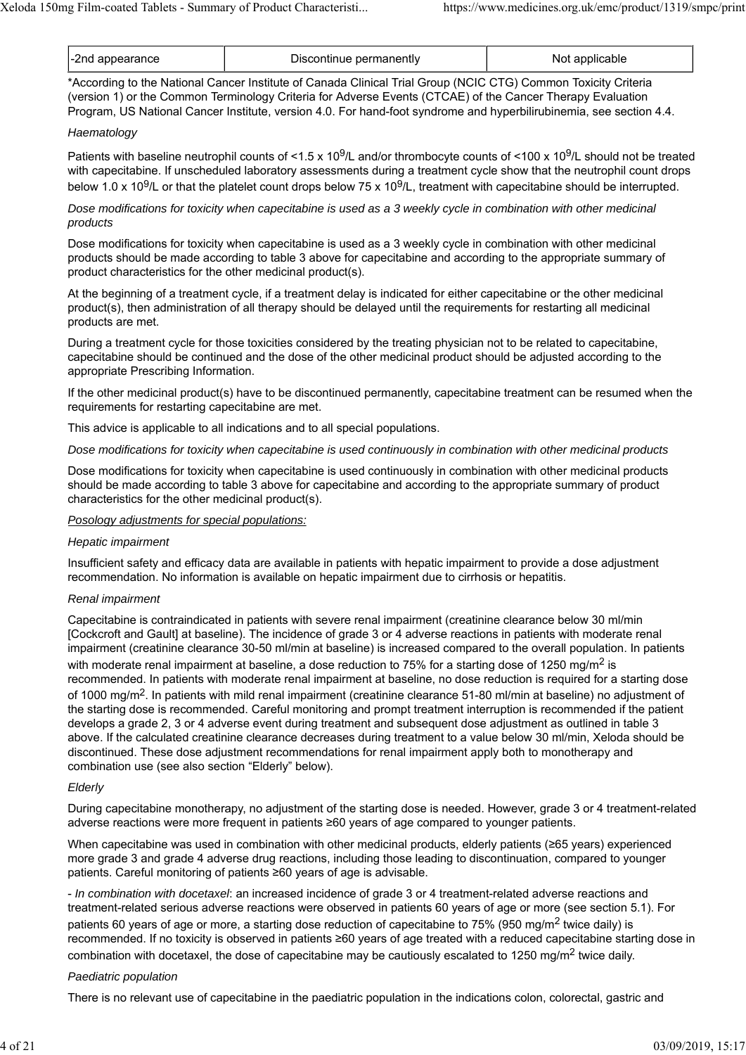| -2nd appearance | Discontinue permanently | Not applicable |
|---|---|---|

*According to the National Cancer Institute of Canada Clinical Trial Group (NCIC CTG) Common Toxicity Criteria (version 1) or the Common Terminology Criteria for Adverse Events (CTCAE) of the Cancer Therapy Evaluation Program, US National Cancer Institute, version 4.0. For hand-foot syndrome and hyperbilirubinemia, see section 4.4.

*Haematology*

Patients with baseline neutrophil counts of <1.5 x $10^9$/L and/or thrombocyte counts of <100 x $10^9$/L should not be treated with capecitabine. If unscheduled laboratory assessments during a treatment cycle show that the neutrophil count drops below 1.0 x $10^9$/L or that the platelet count drops below 75 x $10^9$/L, treatment with capecitabine should be interrupted.

*Dose modifications for toxicity when capecitabine is used as a 3 weekly cycle in combination with other medicinal products*

Dose modifications for toxicity when capecitabine is used as a 3 weekly cycle in combination with other medicinal products should be made according to table 3 above for capecitabine and according to the appropriate summary of product characteristics for the other medicinal product(s).

At the beginning of a treatment cycle, if a treatment delay is indicated for either capecitabine or the other medicinal product(s), then administration of all therapy should be delayed until the requirements for restarting all medicinal products are met.

During a treatment cycle for those toxicities considered by the treating physician not to be related to capecitabine, capecitabine should be continued and the dose of the other medicinal product should be adjusted according to the appropriate Prescribing Information.

If the other medicinal product(s) have to be discontinued permanently, capecitabine treatment can be resumed when the requirements for restarting capecitabine are met.

This advice is applicable to all indications and to all special populations.

*Dose modifications for toxicity when capecitabine is used continuously in combination with other medicinal products*

Dose modifications for toxicity when capecitabine is used continuously in combination with other medicinal products should be made according to table 3 above for capecitabine and according to the appropriate summary of product characteristics for the other medicinal product(s).

*Posology adjustments for special populations:*

*Hepatic impairment*

Insufficient safety and efficacy data are available in patients with hepatic impairment to provide a dose adjustment recommendation. No information is available on hepatic impairment due to cirrhosis or hepatitis.

*Renal impairment*

Capecitabine is contraindicated in patients with severe renal impairment (creatinine clearance below 30 ml/min [Cockcroft and Gault] at baseline). The incidence of grade 3 or 4 adverse reactions in patients with moderate renal impairment (creatinine clearance 30-50 ml/min at baseline) is increased compared to the overall population. In patients with moderate renal impairment at baseline, a dose reduction to 75% for a starting dose of 1250 mg/$m^2$ is recommended. In patients with moderate renal impairment at baseline, no dose reduction is required for a starting dose of 1000 mg/$m^2$. In patients with mild renal impairment (creatinine clearance 51-80 ml/min at baseline) no adjustment of the starting dose is recommended. Careful monitoring and prompt treatment interruption is recommended if the patient develops a grade 2, 3 or 4 adverse event during treatment and subsequent dose adjustment as outlined in table 3 above. If the calculated creatinine clearance decreases during treatment to a value below 30 ml/min, Xeloda should be discontinued. These dose adjustment recommendations for renal impairment apply both to monotherapy and combination use (see also section "Elderly" below).

*Elderly*

During capecitabine monotherapy, no adjustment of the starting dose is needed. However, grade 3 or 4 treatment-related adverse reactions were more frequent in patients ≥60 years of age compared to younger patients.

When capecitabine was used in combination with other medicinal products, elderly patients (≥65 years) experienced more grade 3 and grade 4 adverse drug reactions, including those leading to discontinuation, compared to younger patients. Careful monitoring of patients ≥60 years of age is advisable.

- *In combination with docetaxel*: an increased incidence of grade 3 or 4 treatment-related adverse reactions and treatment-related serious adverse reactions were observed in patients 60 years of age or more (see section 5.1). For patients 60 years of age or more, a starting dose reduction of capecitabine to 75% (950 mg/$m^2$ twice daily) is recommended. If no toxicity is observed in patients ≥60 years of age treated with a reduced capecitabine starting dose in combination with docetaxel, the dose of capecitabine may be cautiously escalated to 1250 mg/$m^2$ twice daily.

*Paediatric population*

There is no relevant use of capecitabine in the paediatric population in the indications colon, colorectal, gastric and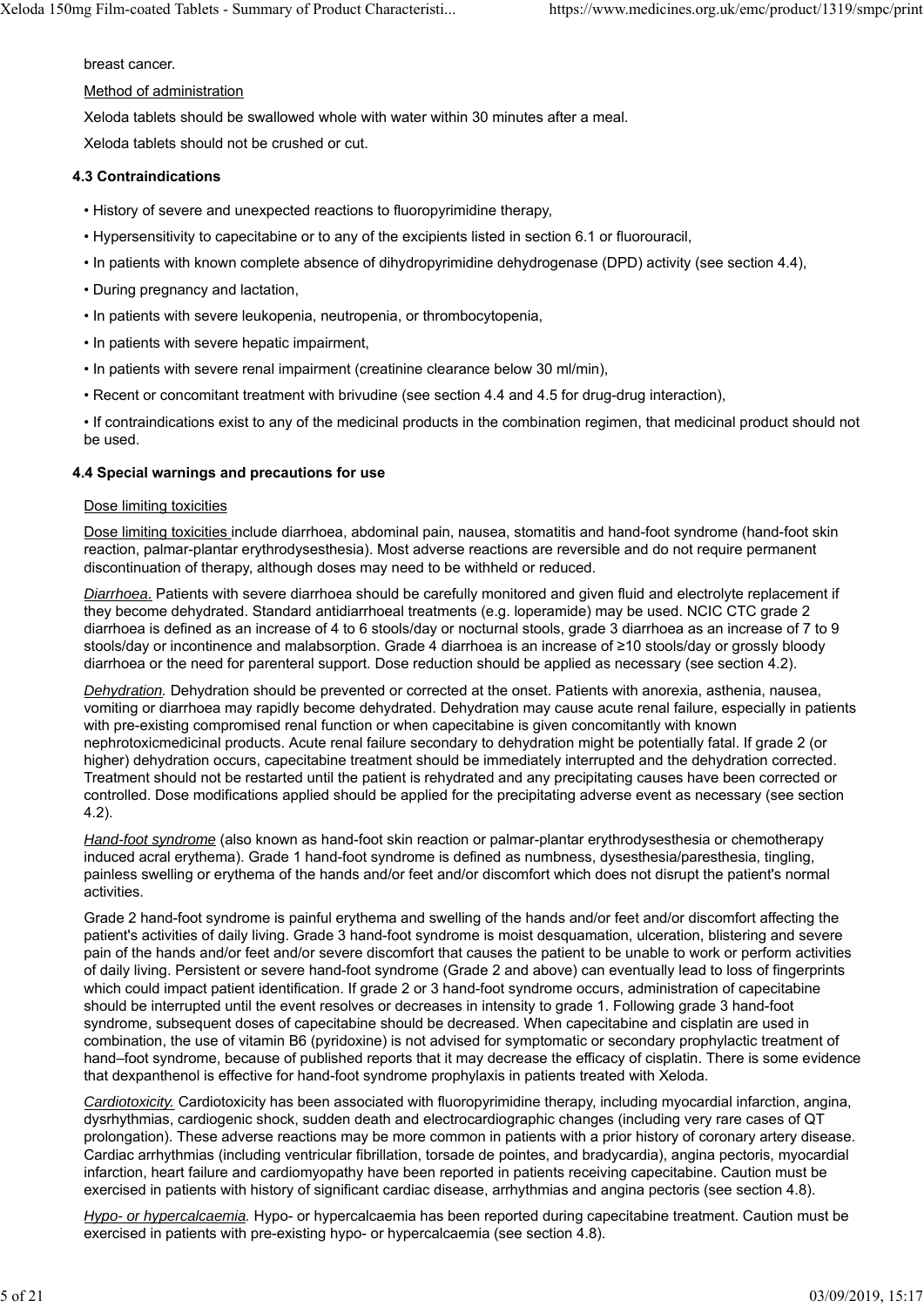breast cancer.

Method of administration

Xeloda tablets should be swallowed whole with water within 30 minutes after a meal.

Xeloda tablets should not be crushed or cut.

### 4.3 Contraindications

- History of severe and unexpected reactions to fluoropyrimidine therapy,
- Hypersensitivity to capecitabine or to any of the excipients listed in section 6.1 or fluorouracil,
- In patients with known complete absence of dihydropyrimidine dehydrogenase (DPD) activity (see section 4.4),
- During pregnancy and lactation,
- In patients with severe leukopenia, neutropenia, or thrombocytopenia,
- In patients with severe hepatic impairment,
- In patients with severe renal impairment (creatinine clearance below 30 ml/min),
- Recent or concomitant treatment with brivudine (see section 4.4 and 4.5 for drug-drug interaction),
- If contraindications exist to any of the medicinal products in the combination regimen, that medicinal product should not be used.

### 4.4 Special warnings and precautions for use

Dose limiting toxicities

Dose limiting toxicities include diarrhoea, abdominal pain, nausea, stomatitis and hand-foot syndrome (hand-foot skin reaction, palmar-plantar erythrodysesthesia). Most adverse reactions are reversible and do not require permanent discontinuation of therapy, although doses may need to be withheld or reduced.

*Diarrhoea.* Patients with severe diarrhoea should be carefully monitored and given fluid and electrolyte replacement if they become dehydrated. Standard antidiarrhoeal treatments (e.g. loperamide) may be used. NCIC CTC grade 2 diarrhoea is defined as an increase of 4 to 6 stools/day or nocturnal stools, grade 3 diarrhoea as an increase of 7 to 9 stools/day or incontinence and malabsorption. Grade 4 diarrhoea is an increase of ≥10 stools/day or grossly bloody diarrhoea or the need for parenteral support. Dose reduction should be applied as necessary (see section 4.2).

*Dehydration.* Dehydration should be prevented or corrected at the onset. Patients with anorexia, asthenia, nausea, vomiting or diarrhoea may rapidly become dehydrated. Dehydration may cause acute renal failure, especially in patients with pre-existing compromised renal function or when capecitabine is given concomitantly with known nephrotoxicmedicinal products. Acute renal failure secondary to dehydration might be potentially fatal. If grade 2 (or higher) dehydration occurs, capecitabine treatment should be immediately interrupted and the dehydration corrected. Treatment should not be restarted until the patient is rehydrated and any precipitating causes have been corrected or controlled. Dose modifications applied should be applied for the precipitating adverse event as necessary (see section 4.2).

*Hand-foot syndrome* (also known as hand-foot skin reaction or palmar-plantar erythrodysesthesia or chemotherapy induced acral erythema). Grade 1 hand-foot syndrome is defined as numbness, dysesthesia/paresthesia, tingling, painless swelling or erythema of the hands and/or feet and/or discomfort which does not disrupt the patient's normal activities.

Grade 2 hand-foot syndrome is painful erythema and swelling of the hands and/or feet and/or discomfort affecting the patient's activities of daily living. Grade 3 hand-foot syndrome is moist desquamation, ulceration, blistering and severe pain of the hands and/or feet and/or severe discomfort that causes the patient to be unable to work or perform activities of daily living. Persistent or severe hand-foot syndrome (Grade 2 and above) can eventually lead to loss of fingerprints which could impact patient identification. If grade 2 or 3 hand-foot syndrome occurs, administration of capecitabine should be interrupted until the event resolves or decreases in intensity to grade 1. Following grade 3 hand-foot syndrome, subsequent doses of capecitabine should be decreased. When capecitabine and cisplatin are used in combination, the use of vitamin B6 (pyridoxine) is not advised for symptomatic or secondary prophylactic treatment of hand–foot syndrome, because of published reports that it may decrease the efficacy of cisplatin. There is some evidence that dexpanthenol is effective for hand-foot syndrome prophylaxis in patients treated with Xeloda.

*Cardiotoxicity.* Cardiotoxicity has been associated with fluoropyrimidine therapy, including myocardial infarction, angina, dysrhythmias, cardiogenic shock, sudden death and electrocardiographic changes (including very rare cases of QT prolongation). These adverse reactions may be more common in patients with a prior history of coronary artery disease. Cardiac arrhythmias (including ventricular fibrillation, torsade de pointes, and bradycardia), angina pectoris, myocardial infarction, heart failure and cardiomyopathy have been reported in patients receiving capecitabine. Caution must be exercised in patients with history of significant cardiac disease, arrhythmias and angina pectoris (see section 4.8).

*Hypo- or hypercalcaemia.* Hypo- or hypercalcaemia has been reported during capecitabine treatment. Caution must be exercised in patients with pre-existing hypo- or hypercalcaemia (see section 4.8).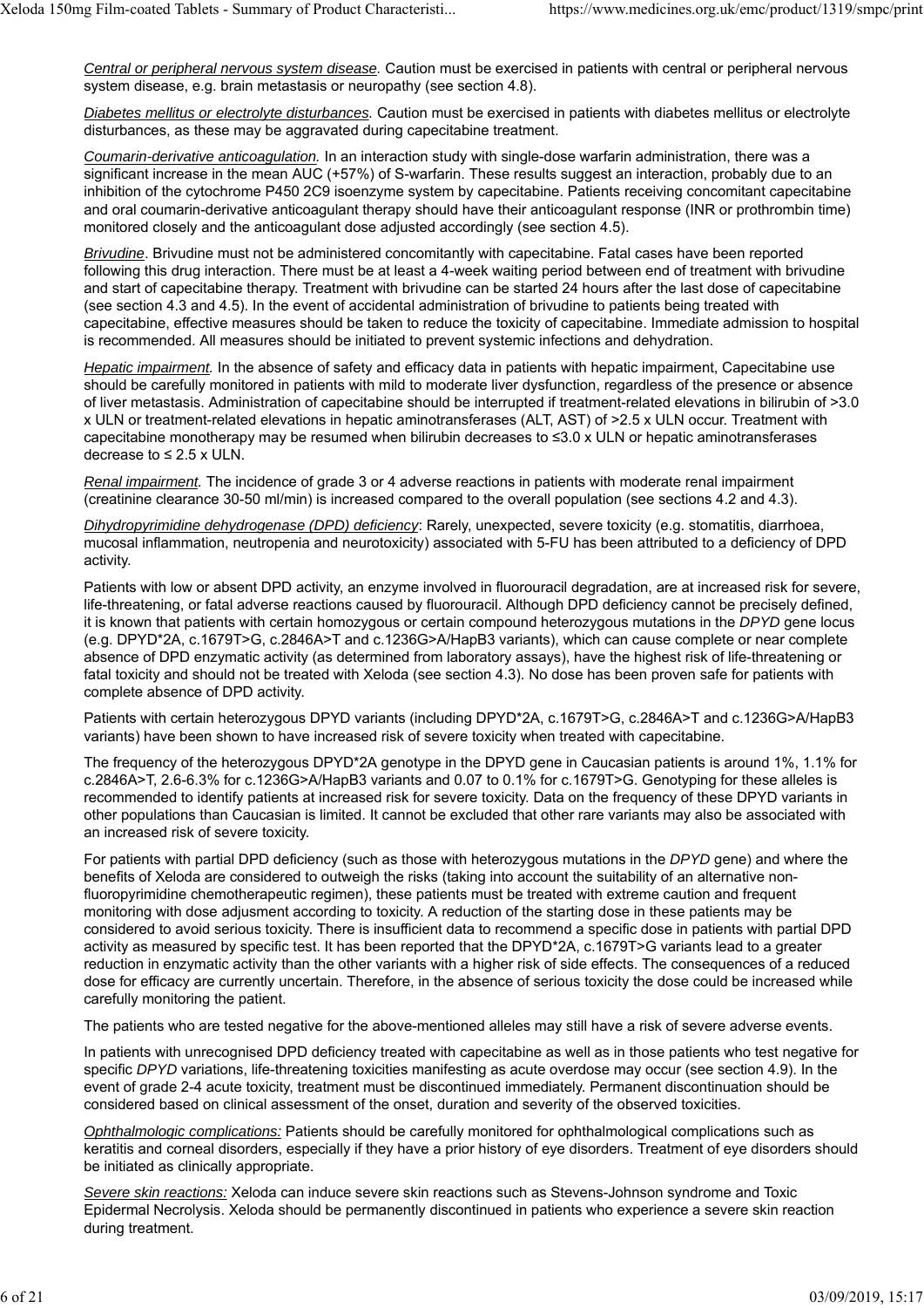*Central or peripheral nervous system disease.* Caution must be exercised in patients with central or peripheral nervous system disease, e.g. brain metastasis or neuropathy (see section 4.8).

*Diabetes mellitus or electrolyte disturbances.* Caution must be exercised in patients with diabetes mellitus or electrolyte disturbances, as these may be aggravated during capecitabine treatment.

*Coumarin-derivative anticoagulation.* In an interaction study with single-dose warfarin administration, there was a significant increase in the mean AUC (+57%) of S-warfarin. These results suggest an interaction, probably due to an inhibition of the cytochrome P450 2C9 isoenzyme system by capecitabine. Patients receiving concomitant capecitabine and oral coumarin-derivative anticoagulant therapy should have their anticoagulant response (INR or prothrombin time) monitored closely and the anticoagulant dose adjusted accordingly (see section 4.5).

*Brivudine*. Brivudine must not be administered concomitantly with capecitabine. Fatal cases have been reported following this drug interaction. There must be at least a 4-week waiting period between end of treatment with brivudine and start of capecitabine therapy. Treatment with brivudine can be started 24 hours after the last dose of capecitabine (see section 4.3 and 4.5). In the event of accidental administration of brivudine to patients being treated with capecitabine, effective measures should be taken to reduce the toxicity of capecitabine. Immediate admission to hospital is recommended. All measures should be initiated to prevent systemic infections and dehydration.

*Hepatic impairment.* In the absence of safety and efficacy data in patients with hepatic impairment, Capecitabine use should be carefully monitored in patients with mild to moderate liver dysfunction, regardless of the presence or absence of liver metastasis. Administration of capecitabine should be interrupted if treatment-related elevations in bilirubin of >3.0 x ULN or treatment-related elevations in hepatic aminotransferases (ALT, AST) of >2.5 x ULN occur. Treatment with capecitabine monotherapy may be resumed when bilirubin decreases to ≤3.0 x ULN or hepatic aminotransferases decrease to ≤ 2.5 x ULN.

*Renal impairment.* The incidence of grade 3 or 4 adverse reactions in patients with moderate renal impairment (creatinine clearance 30-50 ml/min) is increased compared to the overall population (see sections 4.2 and 4.3).

*Dihydropyrimidine dehydrogenase (DPD) deficiency*: Rarely, unexpected, severe toxicity (e.g. stomatitis, diarrhoea, mucosal inflammation, neutropenia and neurotoxicity) associated with 5-FU has been attributed to a deficiency of DPD activity.

Patients with low or absent DPD activity, an enzyme involved in fluorouracil degradation, are at increased risk for severe, life-threatening, or fatal adverse reactions caused by fluorouracil. Although DPD deficiency cannot be precisely defined, it is known that patients with certain homozygous or certain compound heterozygous mutations in the *DPYD* gene locus (e.g. DPYD*2A, c.1679T>G, c.2846A>T and c.1236G>A/HapB3 variants), which can cause complete or near complete absence of DPD enzymatic activity (as determined from laboratory assays), have the highest risk of life-threatening or fatal toxicity and should not be treated with Xeloda (see section 4.3). No dose has been proven safe for patients with complete absence of DPD activity.

Patients with certain heterozygous DPYD variants (including DPYD*2A, c.1679T>G, c.2846A>T and c.1236G>A/HapB3 variants) have been shown to have increased risk of severe toxicity when treated with capecitabine.

The frequency of the heterozygous DPYD*2A genotype in the DPYD gene in Caucasian patients is around 1%, 1.1% for c.2846A>T, 2.6-6.3% for c.1236G>A/HapB3 variants and 0.07 to 0.1% for c.1679T>G. Genotyping for these alleles is recommended to identify patients at increased risk for severe toxicity. Data on the frequency of these DPYD variants in other populations than Caucasian is limited. It cannot be excluded that other rare variants may also be associated with an increased risk of severe toxicity.

For patients with partial DPD deficiency (such as those with heterozygous mutations in the *DPYD* gene) and where the benefits of Xeloda are considered to outweigh the risks (taking into account the suitability of an alternative non-fluoropyrimidine chemotherapeutic regimen), these patients must be treated with extreme caution and frequent monitoring with dose adjustment according to toxicity. A reduction of the starting dose in these patients may be considered to avoid serious toxicity. There is insufficient data to recommend a specific dose in patients with partial DPD activity as measured by specific test. It has been reported that the DPYD*2A, c.1679T>G variants lead to a greater reduction in enzymatic activity than the other variants with a higher risk of side effects. The consequences of a reduced dose for efficacy are currently uncertain. Therefore, in the absence of serious toxicity the dose could be increased while carefully monitoring the patient.

The patients who are tested negative for the above-mentioned alleles may still have a risk of severe adverse events.

In patients with unrecognised DPD deficiency treated with capecitabine as well as in those patients who test negative for specific *DPYD* variations, life-threatening toxicities manifesting as acute overdose may occur (see section 4.9). In the event of grade 2-4 acute toxicity, treatment must be discontinued immediately. Permanent discontinuation should be considered based on clinical assessment of the onset, duration and severity of the observed toxicities.

*Ophthalmologic complications:* Patients should be carefully monitored for ophthalmological complications such as keratitis and corneal disorders, especially if they have a prior history of eye disorders. Treatment of eye disorders should be initiated as clinically appropriate.

*Severe skin reactions:* Xeloda can induce severe skin reactions such as Stevens-Johnson syndrome and Toxic Epidermal Necrolysis. Xeloda should be permanently discontinued in patients who experience a severe skin reaction during treatment.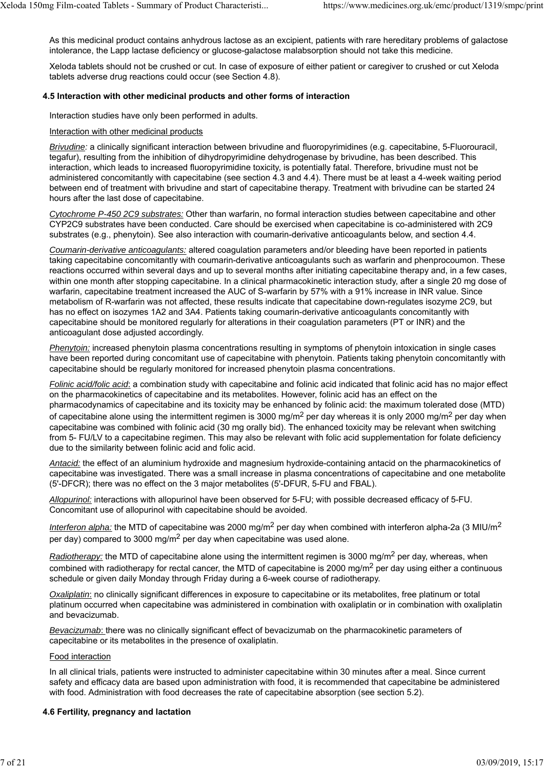As this medicinal product contains anhydrous lactose as an excipient, patients with rare hereditary problems of galactose intolerance, the Lapp lactase deficiency or glucose-galactose malabsorption should not take this medicine.

Xeloda tablets should not be crushed or cut. In case of exposure of either patient or caregiver to crushed or cut Xeloda tablets adverse drug reactions could occur (see Section 4.8).

### 4.5 Interaction with other medicinal products and other forms of interaction

Interaction studies have only been performed in adults.

Interaction with other medicinal products

*Brivudine:* a clinically significant interaction between brivudine and fluoropyrimidines (e.g. capecitabine, 5-Fluorouracil, tegafur), resulting from the inhibition of dihydropyrimidine dehydrogenase by brivudine, has been described. This interaction, which leads to increased fluoropyrimidine toxicity, is potentially fatal. Therefore, brivudine must not be administered concomitantly with capecitabine (see section 4.3 and 4.4). There must be at least a 4-week waiting period between end of treatment with brivudine and start of capecitabine therapy. Treatment with brivudine can be started 24 hours after the last dose of capecitabine.

*Cytochrome P-450 2C9 substrates:* Other than warfarin, no formal interaction studies between capecitabine and other CYP2C9 substrates have been conducted. Care should be exercised when capecitabine is co-administered with 2C9 substrates (e.g., phenytoin). See also interaction with coumarin-derivative anticoagulants below, and section 4.4.

*Coumarin-derivative anticoagulants:* altered coagulation parameters and/or bleeding have been reported in patients taking capecitabine concomitantly with coumarin-derivative anticoagulants such as warfarin and phenprocoumon. These reactions occurred within several days and up to several months after initiating capecitabine therapy and, in a few cases, within one month after stopping capecitabine. In a clinical pharmacokinetic interaction study, after a single 20 mg dose of warfarin, capecitabine treatment increased the AUC of S-warfarin by 57% with a 91% increase in INR value. Since metabolism of R-warfarin was not affected, these results indicate that capecitabine down-regulates isozyme 2C9, but has no effect on isozymes 1A2 and 3A4. Patients taking coumarin-derivative anticoagulants concomitantly with capecitabine should be monitored regularly for alterations in their coagulation parameters (PT or INR) and the anticoagulant dose adjusted accordingly.

*Phenytoin:* increased phenytoin plasma concentrations resulting in symptoms of phenytoin intoxication in single cases have been reported during concomitant use of capecitabine with phenytoin. Patients taking phenytoin concomitantly with capecitabine should be regularly monitored for increased phenytoin plasma concentrations.

*Folinic acid/folic acid*: a combination study with capecitabine and folinic acid indicated that folinic acid has no major effect on the pharmacokinetics of capecitabine and its metabolites. However, folinic acid has an effect on the pharmacodynamics of capecitabine and its toxicity may be enhanced by folinic acid: the maximum tolerated dose (MTD) of capecitabine alone using the intermittent regimen is 3000 mg/m$^2$ per day whereas it is only 2000 mg/m$^2$ per day when capecitabine was combined with folinic acid (30 mg orally bid). The enhanced toxicity may be relevant when switching from 5- FU/LV to a capecitabine regimen. This may also be relevant with folic acid supplementation for folate deficiency due to the similarity between folinic acid and folic acid.

*Antacid:* the effect of an aluminium hydroxide and magnesium hydroxide-containing antacid on the pharmacokinetics of capecitabine was investigated. There was a small increase in plasma concentrations of capecitabine and one metabolite (5'-DFCR); there was no effect on the 3 major metabolites (5'-DFUR, 5-FU and FBAL).

*Allopurinol:* interactions with allopurinol have been observed for 5-FU; with possible decreased efficacy of 5-FU. Concomitant use of allopurinol with capecitabine should be avoided.

*Interferon alpha:* the MTD of capecitabine was 2000 mg/m$^2$ per day when combined with interferon alpha-2a (3 MIU/m$^2$ per day) compared to 3000 mg/m$^2$ per day when capecitabine was used alone.

*Radiotherapy:* the MTD of capecitabine alone using the intermittent regimen is 3000 mg/m$^2$ per day, whereas, when combined with radiotherapy for rectal cancer, the MTD of capecitabine is 2000 mg/m$^2$ per day using either a continuous schedule or given daily Monday through Friday during a 6-week course of radiotherapy.

*Oxaliplatin*: no clinically significant differences in exposure to capecitabine or its metabolites, free platinum or total platinum occurred when capecitabine was administered in combination with oxaliplatin or in combination with oxaliplatin and bevacizumab.

*Bevacizumab*: there was no clinically significant effect of bevacizumab on the pharmacokinetic parameters of capecitabine or its metabolites in the presence of oxaliplatin.

Food interaction

In all clinical trials, patients were instructed to administer capecitabine within 30 minutes after a meal. Since current safety and efficacy data are based upon administration with food, it is recommended that capecitabine be administered with food. Administration with food decreases the rate of capecitabine absorption (see section 5.2).

### 4.6 Fertility, pregnancy and lactation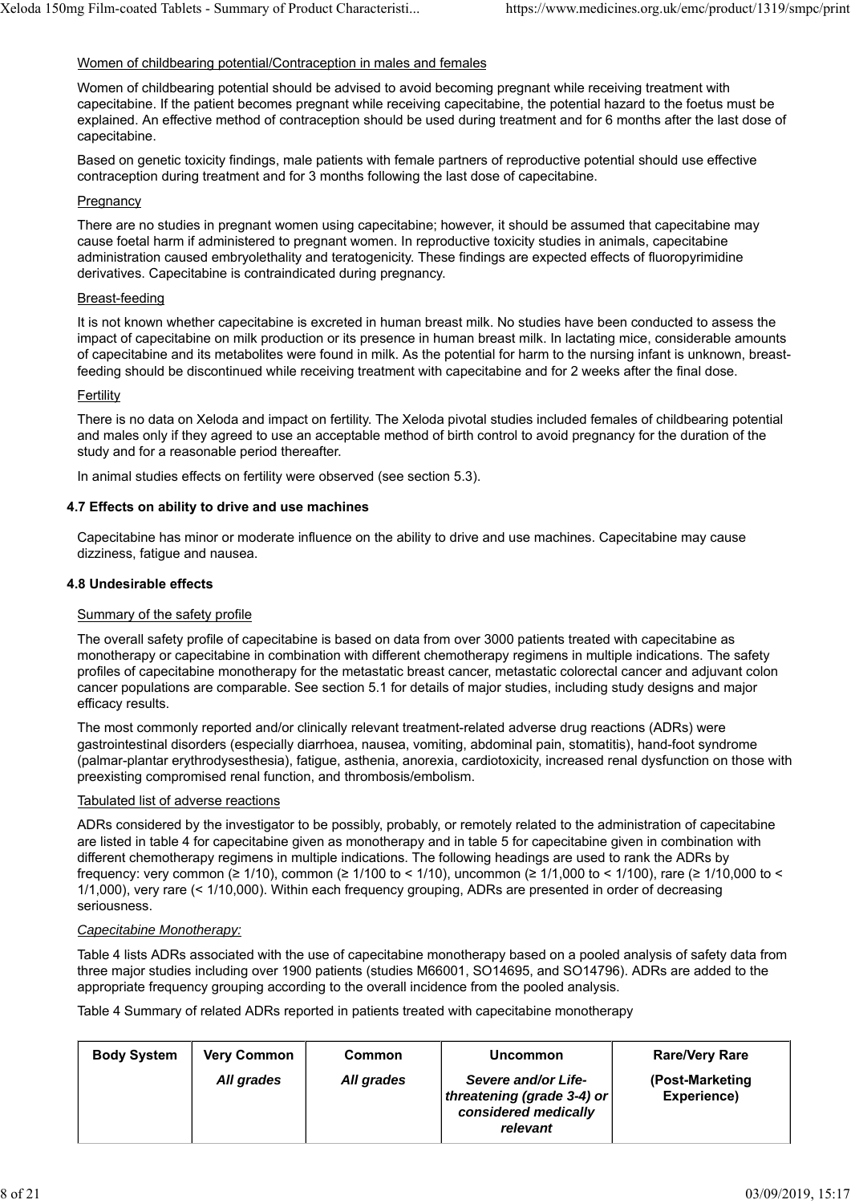Women of childbearing potential/Contraception in males and females

Women of childbearing potential should be advised to avoid becoming pregnant while receiving treatment with capecitabine. If the patient becomes pregnant while receiving capecitabine, the potential hazard to the foetus must be explained. An effective method of contraception should be used during treatment and for 6 months after the last dose of capecitabine.

Based on genetic toxicity findings, male patients with female partners of reproductive potential should use effective contraception during treatment and for 3 months following the last dose of capecitabine.

Pregnancy

There are no studies in pregnant women using capecitabine; however, it should be assumed that capecitabine may cause foetal harm if administered to pregnant women. In reproductive toxicity studies in animals, capecitabine administration caused embryolethality and teratogenicity. These findings are expected effects of fluoropyrimidine derivatives. Capecitabine is contraindicated during pregnancy.

Breast-feeding

It is not known whether capecitabine is excreted in human breast milk. No studies have been conducted to assess the impact of capecitabine on milk production or its presence in human breast milk. In lactating mice, considerable amounts of capecitabine and its metabolites were found in milk. As the potential for harm to the nursing infant is unknown, breast-feeding should be discontinued while receiving treatment with capecitabine and for 2 weeks after the final dose.

Fertility

There is no data on Xeloda and impact on fertility. The Xeloda pivotal studies included females of childbearing potential and males only if they agreed to use an acceptable method of birth control to avoid pregnancy for the duration of the study and for a reasonable period thereafter.

In animal studies effects on fertility were observed (see section 5.3).

### 4.7 Effects on ability to drive and use machines

Capecitabine has minor or moderate influence on the ability to drive and use machines. Capecitabine may cause dizziness, fatigue and nausea.

### 4.8 Undesirable effects

Summary of the safety profile

The overall safety profile of capecitabine is based on data from over 3000 patients treated with capecitabine as monotherapy or capecitabine in combination with different chemotherapy regimens in multiple indications. The safety profiles of capecitabine monotherapy for the metastatic breast cancer, metastatic colorectal cancer and adjuvant colon cancer populations are comparable. See section 5.1 for details of major studies, including study designs and major efficacy results.

The most commonly reported and/or clinically relevant treatment-related adverse drug reactions (ADRs) were gastrointestinal disorders (especially diarrhoea, nausea, vomiting, abdominal pain, stomatitis), hand-foot syndrome (palmar-plantar erythrodysesthesia), fatigue, asthenia, anorexia, cardiotoxicity, increased renal dysfunction on those with preexisting compromised renal function, and thrombosis/embolism.

Tabulated list of adverse reactions

ADRs considered by the investigator to be possibly, probably, or remotely related to the administration of capecitabine are listed in table 4 for capecitabine given as monotherapy and in table 5 for capecitabine given in combination with different chemotherapy regimens in multiple indications. The following headings are used to rank the ADRs by frequency: very common (≥ 1/10), common (≥ 1/100 to < 1/10), uncommon (≥ 1/1,000 to < 1/100), rare (≥ 1/10,000 to < 1/1,000), very rare (< 1/10,000). Within each frequency grouping, ADRs are presented in order of decreasing seriousness.

*Capecitabine Monotherapy:*

Table 4 lists ADRs associated with the use of capecitabine monotherapy based on a pooled analysis of safety data from three major studies including over 1900 patients (studies M66001, SO14695, and SO14796). ADRs are added to the appropriate frequency grouping according to the overall incidence from the pooled analysis.

Table 4 Summary of related ADRs reported in patients treated with capecitabine monotherapy

| Body System | Very Common *All grades* | Common *All grades* | Uncommon *Severe and/or Life-threatening (grade 3-4) or considered medically relevant* | Rare/Very Rare (Post-Marketing Experience) |
|---|---|---|---|---|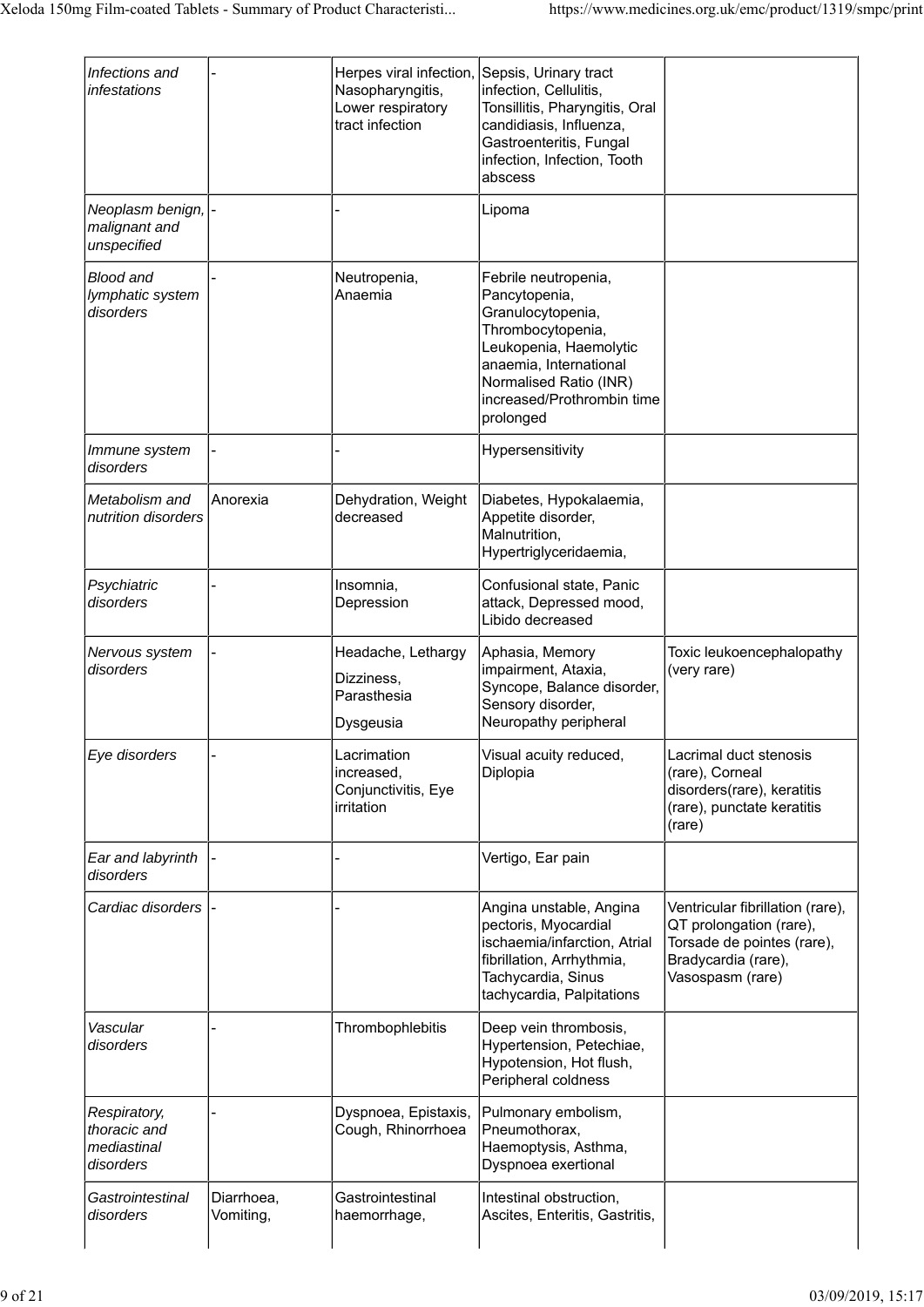| | | | | |
|---|---|---|---|---|
| *Infections and infestations* | - | Herpes viral infection, Nasopharyngitis, Lower respiratory tract infection | Sepsis, Urinary tract infection, Cellulitis, Tonsillitis, Pharyngitis, Oral candidiasis, Influenza, Gastroenteritis, Fungal infection, Infection, Tooth abscess | |
| *Neoplasm benign, malignant and unspecified* | - | - | Lipoma | |
| *Blood and lymphatic system disorders* | - | Neutropenia, Anaemia | Febrile neutropenia, Pancytopenia, Granulocytopenia, Thrombocytopenia, Leukopenia, Haemolytic anaemia, International Normalised Ratio (INR) increased/Prothrombin time prolonged | |
| *Immune system disorders* | - | - | Hypersensitivity | |
| *Metabolism and nutrition disorders* | Anorexia | Dehydration, Weight decreased | Diabetes, Hypokalaemia, Appetite disorder, Malnutrition, Hypertriglyceridaemia, | |
| *Psychiatric disorders* | - | Insomnia, Depression | Confusional state, Panic attack, Depressed mood, Libido decreased | |
| *Nervous system disorders* | - | Headache, Lethargy Dizziness, Parasthesia Dysgeusia | Aphasia, Memory impairment, Ataxia, Syncope, Balance disorder, Sensory disorder, Neuropathy peripheral | Toxic leukoencephalopathy (very rare) |
| *Eye disorders* | - | Lacrimation increased, Conjunctivitis, Eye irritation | Visual acuity reduced, Diplopia | Lacrimal duct stenosis (rare), Corneal disorders(rare), keratitis (rare), punctate keratitis (rare) |
| *Ear and labyrinth disorders* | - | - | Vertigo, Ear pain | |
| *Cardiac disorders* | - | - | Angina unstable, Angina pectoris, Myocardial ischaemia/infarction, Atrial fibrillation, Arrhythmia, Tachycardia, Sinus tachycardia, Palpitations | Ventricular fibrillation (rare), QT prolongation (rare), Torsade de pointes (rare), Bradycardia (rare), Vasospasm (rare) |
| *Vascular disorders* | - | Thrombophlebitis | Deep vein thrombosis, Hypertension, Petechiae, Hypotension, Hot flush, Peripheral coldness | |
| *Respiratory, thoracic and mediastinal disorders* | - | Dyspnoea, Epistaxis, Cough, Rhinorrhoea | Pulmonary embolism, Pneumothorax, Haemoptysis, Asthma, Dyspnoea exertional | |
| *Gastrointestinal disorders* | Diarrhoea, Vomiting, | Gastrointestinal haemorrhage, | Intestinal obstruction, Ascites, Enteritis, Gastritis, | |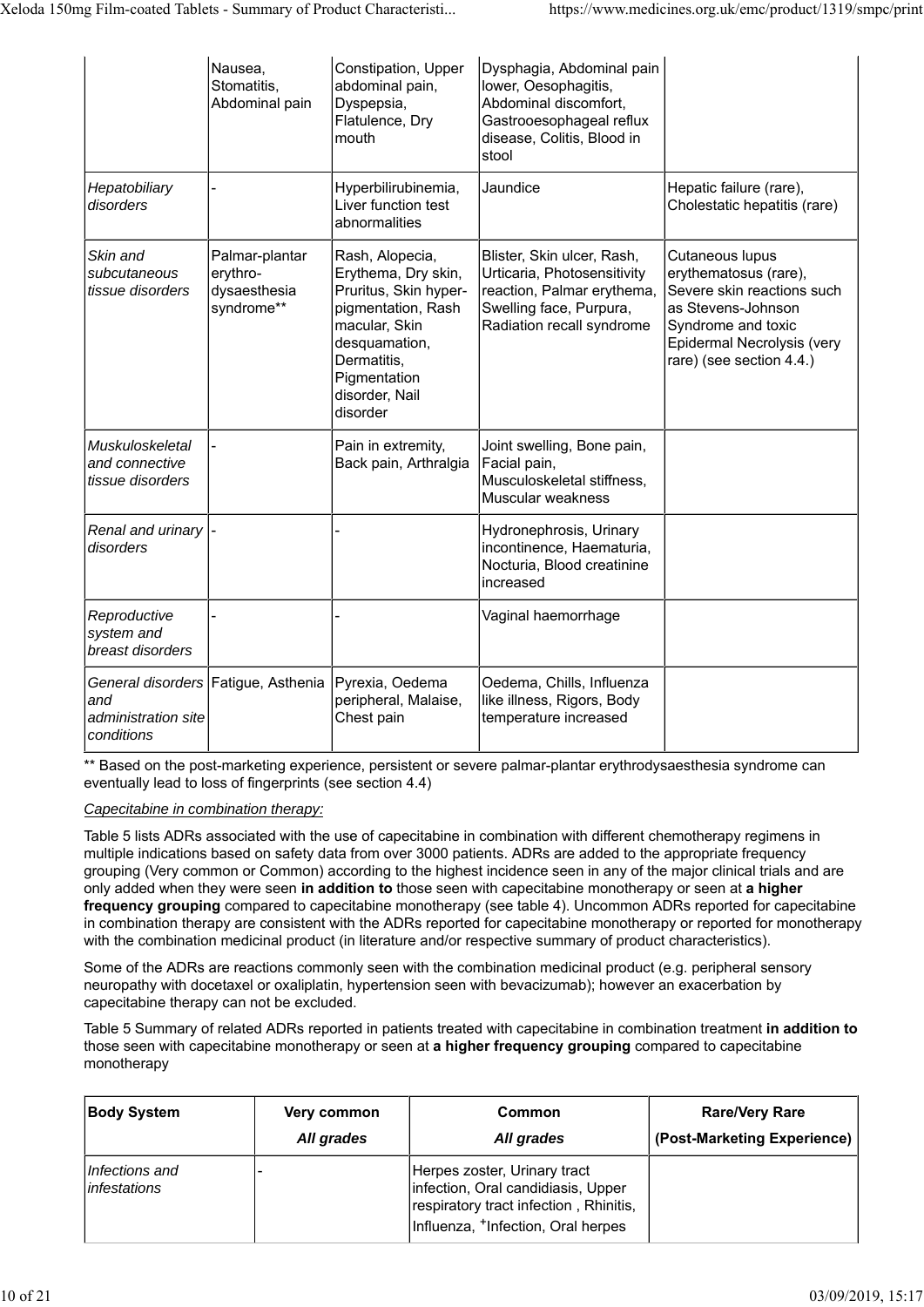| | | | | |
|---|---|---|---|---|
| | Nausea, Stomatitis, Abdominal pain | Constipation, Upper abdominal pain, Dyspepsia, Flatulence, Dry mouth | Dysphagia, Abdominal pain lower, Oesophagitis, Abdominal discomfort, Gastrooesophageal reflux disease, Colitis, Blood in stool | |
| *Hepatobiliary disorders* | - | Hyperbilirubinemia, Liver function test abnormalities | Jaundice | Hepatic failure (rare), Cholestatic hepatitis (rare) |
| *Skin and subcutaneous tissue disorders* | Palmar-plantar erythro-dysaesthesia syndrome** | Rash, Alopecia, Erythema, Dry skin, Pruritus, Skin hyper-pigmentation, Rash macular, Skin desquamation, Dermatitis, Pigmentation disorder, Nail disorder | Blister, Skin ulcer, Rash, Urticaria, Photosensitivity reaction, Palmar erythema, Swelling face, Purpura, Radiation recall syndrome | Cutaneous lupus erythematosus (rare), Severe skin reactions such as Stevens-Johnson Syndrome and toxic Epidermal Necrolysis (very rare) (see section 4.4.) |
| *Muskuloskeletal and connective tissue disorders* | - | Pain in extremity, Back pain, Arthralgia | Joint swelling, Bone pain, Facial pain, Musculoskeletal stiffness, Muscular weakness | |
| *Renal and urinary disorders* | - | - | Hydronephrosis, Urinary incontinence, Haematuria, Nocturia, Blood creatinine increased | |
| *Reproductive system and breast disorders* | - | - | Vaginal haemorrhage | |
| *General disorders and administration site conditions* | Fatigue, Asthenia | Pyrexia, Oedema peripheral, Malaise, Chest pain | Oedema, Chills, Influenza like illness, Rigors, Body temperature increased | |

** Based on the post-marketing experience, persistent or severe palmar-plantar erythrodysaesthesia syndrome can eventually lead to loss of fingerprints (see section 4.4)

*Capecitabine in combination therapy:*

Table 5 lists ADRs associated with the use of capecitabine in combination with different chemotherapy regimens in multiple indications based on safety data from over 3000 patients. ADRs are added to the appropriate frequency grouping (Very common or Common) according to the highest incidence seen in any of the major clinical trials and are only added when they were seen **in addition to** those seen with capecitabine monotherapy or seen at **a higher frequency grouping** compared to capecitabine monotherapy (see table 4). Uncommon ADRs reported for capecitabine in combination therapy are consistent with the ADRs reported for capecitabine monotherapy or reported for monotherapy with the combination medicinal product (in literature and/or respective summary of product characteristics).

Some of the ADRs are reactions commonly seen with the combination medicinal product (e.g. peripheral sensory neuropathy with docetaxel or oxaliplatin, hypertension seen with bevacizumab); however an exacerbation by capecitabine therapy can not be excluded.

Table 5 Summary of related ADRs reported in patients treated with capecitabine in combination treatment **in addition to** those seen with capecitabine monotherapy or seen at **a higher frequency grouping** compared to capecitabine monotherapy

| **Body System** | **Very common** *All grades* | **Common** *All grades* | **Rare/Very Rare (Post-Marketing Experience)** |
|---|---|---|---|
| *Infections and infestations* | - | Herpes zoster, Urinary tract infection, Oral candidiasis, Upper respiratory tract infection , Rhinitis, Influenza, [+]Infection, Oral herpes | |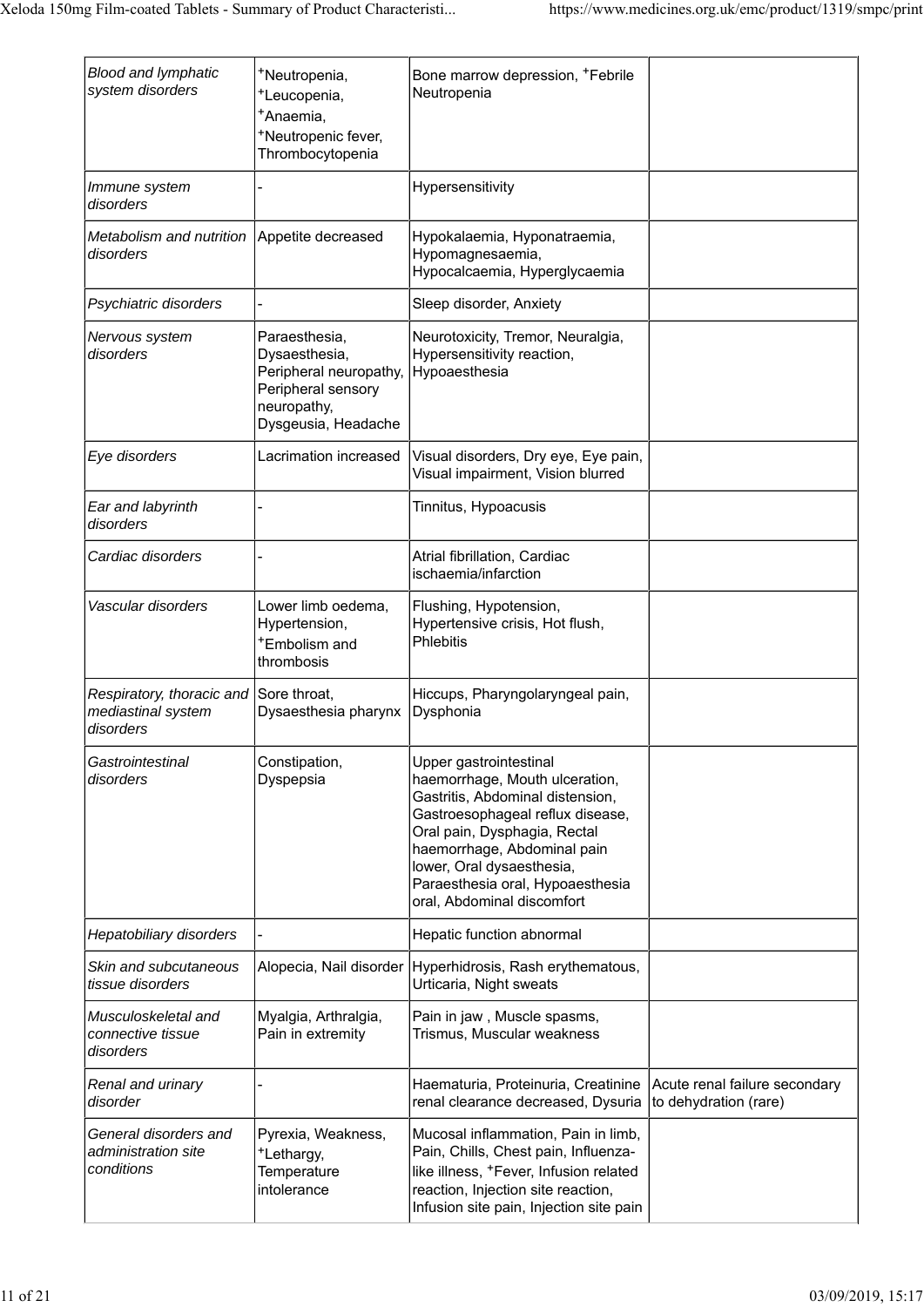| | | | |
|---|---|---|---|
| *Blood and lymphatic system disorders* | ⁺Neutropenia, ⁺Leucopenia, ⁺Anaemia, ⁺Neutropenic fever, Thrombocytopenia | Bone marrow depression, ⁺Febrile Neutropenia | |
| *Immune system disorders* | - | Hypersensitivity | |
| *Metabolism and nutrition disorders* | Appetite decreased | Hypokalaemia, Hyponatraemia, Hypomagnesaemia, Hypocalcaemia, Hyperglycaemia | |
| *Psychiatric disorders* | - | Sleep disorder, Anxiety | |
| *Nervous system disorders* | Paraesthesia, Dysaesthesia, Peripheral neuropathy, Peripheral sensory neuropathy, Dysgeusia, Headache | Neurotoxicity, Tremor, Neuralgia, Hypersensitivity reaction, Hypoaesthesia | |
| *Eye disorders* | Lacrimation increased | Visual disorders, Dry eye, Eye pain, Visual impairment, Vision blurred | |
| *Ear and labyrinth disorders* | - | Tinnitus, Hypoacusis | |
| *Cardiac disorders* | - | Atrial fibrillation, Cardiac ischaemia/infarction | |
| *Vascular disorders* | Lower limb oedema, Hypertension, ⁺Embolism and thrombosis | Flushing, Hypotension, Hypertensive crisis, Hot flush, Phlebitis | |
| *Respiratory, thoracic and mediastinal system disorders* | Sore throat, Dysaesthesia pharynx | Hiccups, Pharyngolaryngeal pain, Dysphonia | |
| *Gastrointestinal disorders* | Constipation, Dyspepsia | Upper gastrointestinal haemorrhage, Mouth ulceration, Gastritis, Abdominal distension, Gastroesophageal reflux disease, Oral pain, Dysphagia, Rectal haemorrhage, Abdominal pain lower, Oral dysaesthesia, Paraesthesia oral, Hypoaesthesia oral, Abdominal discomfort | |
| *Hepatobiliary disorders* | - | Hepatic function abnormal | |
| *Skin and subcutaneous tissue disorders* | Alopecia, Nail disorder | Hyperhidrosis, Rash erythematous, Urticaria, Night sweats | |
| *Musculoskeletal and connective tissue disorders* | Myalgia, Arthralgia, Pain in extremity | Pain in jaw , Muscle spasms, Trismus, Muscular weakness | |
| *Renal and urinary disorder* | - | Haematuria, Proteinuria, Creatinine renal clearance decreased, Dysuria | Acute renal failure secondary to dehydration (rare) |
| *General disorders and administration site conditions* | Pyrexia, Weakness, ⁺Lethargy, Temperature intolerance | Mucosal inflammation, Pain in limb, Pain, Chills, Chest pain, Influenza-like illness, ⁺Fever, Infusion related reaction, Injection site reaction, Infusion site pain, Injection site pain | |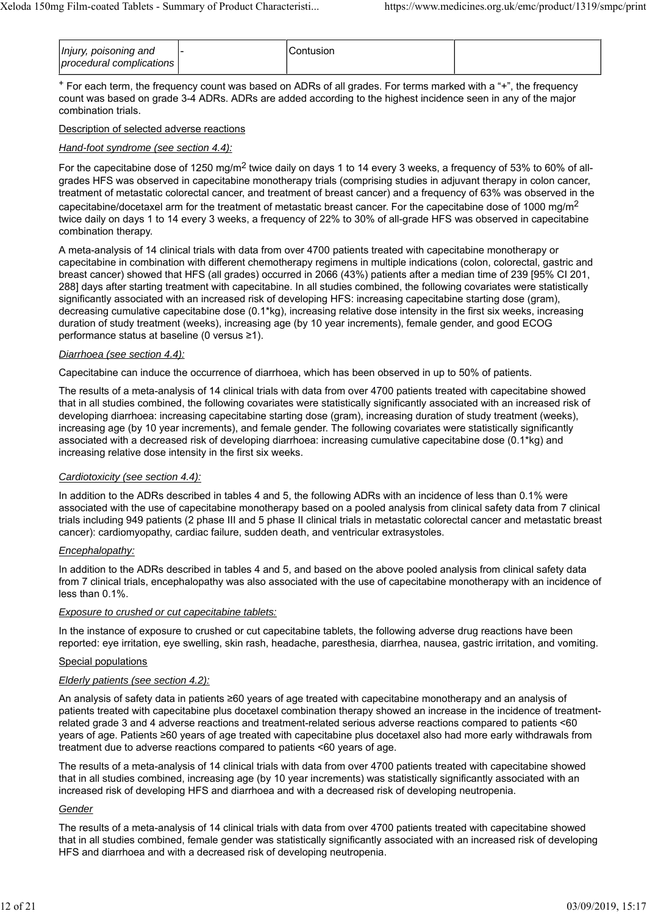| Injury, poisoning and procedural complications | - | Contusion | |
|---|---|---|---|

$^{+}$ For each term, the frequency count was based on ADRs of all grades. For terms marked with a "+", the frequency count was based on grade 3-4 ADRs. ADRs are added according to the highest incidence seen in any of the major combination trials.

Description of selected adverse reactions

*Hand-foot syndrome (see section 4.4):*

For the capecitabine dose of 1250 mg/m$^2$ twice daily on days 1 to 14 every 3 weeks, a frequency of 53% to 60% of all-grades HFS was observed in capecitabine monotherapy trials (comprising studies in adjuvant therapy in colon cancer, treatment of metastatic colorectal cancer, and treatment of breast cancer) and a frequency of 63% was observed in the capecitabine/docetaxel arm for the treatment of metastatic breast cancer. For the capecitabine dose of 1000 mg/m$^2$ twice daily on days 1 to 14 every 3 weeks, a frequency of 22% to 30% of all-grade HFS was observed in capecitabine combination therapy.

A meta-analysis of 14 clinical trials with data from over 4700 patients treated with capecitabine monotherapy or capecitabine in combination with different chemotherapy regimens in multiple indications (colon, colorectal, gastric and breast cancer) showed that HFS (all grades) occurred in 2066 (43%) patients after a median time of 239 [95% CI 201, 288] days after starting treatment with capecitabine. In all studies combined, the following covariates were statistically significantly associated with an increased risk of developing HFS: increasing capecitabine starting dose (gram), decreasing cumulative capecitabine dose (0.1*kg), increasing relative dose intensity in the first six weeks, increasing duration of study treatment (weeks), increasing age (by 10 year increments), female gender, and good ECOG performance status at baseline (0 versus ≥1).

*Diarrhoea (see section 4.4):*

Capecitabine can induce the occurrence of diarrhoea, which has been observed in up to 50% of patients.

The results of a meta-analysis of 14 clinical trials with data from over 4700 patients treated with capecitabine showed that in all studies combined, the following covariates were statistically significantly associated with an increased risk of developing diarrhoea: increasing capecitabine starting dose (gram), increasing duration of study treatment (weeks), increasing age (by 10 year increments), and female gender. The following covariates were statistically significantly associated with a decreased risk of developing diarrhoea: increasing cumulative capecitabine dose (0.1*kg) and increasing relative dose intensity in the first six weeks.

*Cardiotoxicity (see section 4.4):*

In addition to the ADRs described in tables 4 and 5, the following ADRs with an incidence of less than 0.1% were associated with the use of capecitabine monotherapy based on a pooled analysis from clinical safety data from 7 clinical trials including 949 patients (2 phase III and 5 phase II clinical trials in metastatic colorectal cancer and metastatic breast cancer): cardiomyopathy, cardiac failure, sudden death, and ventricular extrasystoles.

*Encephalopathy:*

In addition to the ADRs described in tables 4 and 5, and based on the above pooled analysis from clinical safety data from 7 clinical trials, encephalopathy was also associated with the use of capecitabine monotherapy with an incidence of less than 0.1%.

*Exposure to crushed or cut capecitabine tablets:*

In the instance of exposure to crushed or cut capecitabine tablets, the following adverse drug reactions have been reported: eye irritation, eye swelling, skin rash, headache, paresthesia, diarrhea, nausea, gastric irritation, and vomiting.

Special populations

*Elderly patients (see section 4.2):*

An analysis of safety data in patients ≥60 years of age treated with capecitabine monotherapy and an analysis of patients treated with capecitabine plus docetaxel combination therapy showed an increase in the incidence of treatment-related grade 3 and 4 adverse reactions and treatment-related serious adverse reactions compared to patients <60 years of age. Patients ≥60 years of age treated with capecitabine plus docetaxel also had more early withdrawals from treatment due to adverse reactions compared to patients <60 years of age.

The results of a meta-analysis of 14 clinical trials with data from over 4700 patients treated with capecitabine showed that in all studies combined, increasing age (by 10 year increments) was statistically significantly associated with an increased risk of developing HFS and diarrhoea and with a decreased risk of developing neutropenia.

*Gender*

The results of a meta-analysis of 14 clinical trials with data from over 4700 patients treated with capecitabine showed that in all studies combined, female gender was statistically significantly associated with an increased risk of developing HFS and diarrhoea and with a decreased risk of developing neutropenia.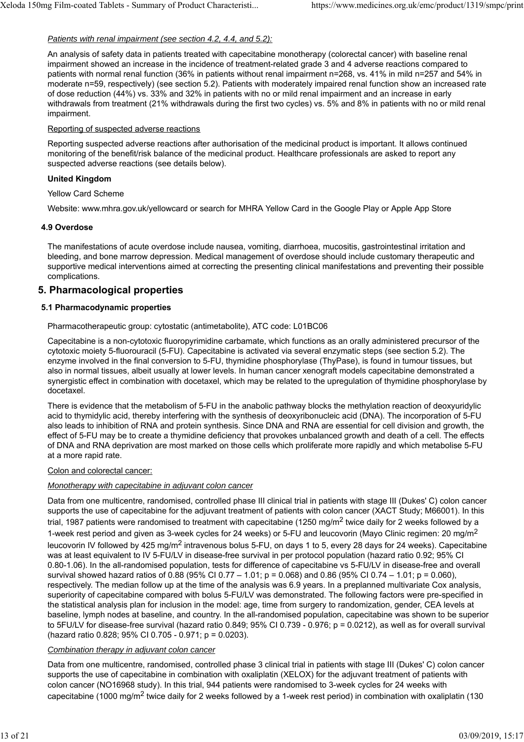*Patients with renal impairment (see section 4.2, 4.4, and 5.2):*

An analysis of safety data in patients treated with capecitabine monotherapy (colorectal cancer) with baseline renal impairment showed an increase in the incidence of treatment-related grade 3 and 4 adverse reactions compared to patients with normal renal function (36% in patients without renal impairment n=268, vs. 41% in mild n=257 and 54% in moderate n=59, respectively) (see section 5.2). Patients with moderately impaired renal function show an increased rate of dose reduction (44%) vs. 33% and 32% in patients with no or mild renal impairment and an increase in early withdrawals from treatment (21% withdrawals during the first two cycles) vs. 5% and 8% in patients with no or mild renal impairment.

Reporting of suspected adverse reactions

Reporting suspected adverse reactions after authorisation of the medicinal product is important. It allows continued monitoring of the benefit/risk balance of the medicinal product. Healthcare professionals are asked to report any suspected adverse reactions (see details below).

**United Kingdom**

Yellow Card Scheme

Website: www.mhra.gov.uk/yellowcard or search for MHRA Yellow Card in the Google Play or Apple App Store

### 4.9 Overdose

The manifestations of acute overdose include nausea, vomiting, diarrhoea, mucositis, gastrointestinal irritation and bleeding, and bone marrow depression. Medical management of overdose should include customary therapeutic and supportive medical interventions aimed at correcting the presenting clinical manifestations and preventing their possible complications.

## 5. Pharmacological properties

### 5.1 Pharmacodynamic properties

Pharmacotherapeutic group: cytostatic (antimetabolite), ATC code: L01BC06

Capecitabine is a non-cytotoxic fluoropyrimidine carbamate, which functions as an orally administered precursor of the cytotoxic moiety 5-fluorouracil (5-FU). Capecitabine is activated via several enzymatic steps (see section 5.2). The enzyme involved in the final conversion to 5-FU, thymidine phosphorylase (ThyPase), is found in tumour tissues, but also in normal tissues, albeit usually at lower levels. In human cancer xenograft models capecitabine demonstrated a synergistic effect in combination with docetaxel, which may be related to the upregulation of thymidine phosphorylase by docetaxel.

There is evidence that the metabolism of 5-FU in the anabolic pathway blocks the methylation reaction of deoxyuridylic acid to thymidylic acid, thereby interfering with the synthesis of deoxyribonucleic acid (DNA). The incorporation of 5-FU also leads to inhibition of RNA and protein synthesis. Since DNA and RNA are essential for cell division and growth, the effect of 5-FU may be to create a thymidine deficiency that provokes unbalanced growth and death of a cell. The effects of DNA and RNA deprivation are most marked on those cells which proliferate more rapidly and which metabolise 5-FU at a more rapid rate.

Colon and colorectal cancer:

*Monotherapy with capecitabine in adjuvant colon cancer*

Data from one multicentre, randomised, controlled phase III clinical trial in patients with stage III (Dukes' C) colon cancer supports the use of capecitabine for the adjuvant treatment of patients with colon cancer (XACT Study; M66001). In this trial, 1987 patients were randomised to treatment with capecitabine (1250 mg/m$^2$ twice daily for 2 weeks followed by a 1-week rest period and given as 3-week cycles for 24 weeks) or 5-FU and leucovorin (Mayo Clinic regimen: 20 mg/m$^2$ leucovorin IV followed by 425 mg/m$^2$ intravenous bolus 5-FU, on days 1 to 5, every 28 days for 24 weeks). Capecitabine was at least equivalent to IV 5-FU/LV in disease-free survival in per protocol population (hazard ratio 0.92; 95% CI 0.80-1.06). In the all-randomised population, tests for difference of capecitabine vs 5-FU/LV in disease-free and overall survival showed hazard ratios of 0.88 (95% CI 0.77 – 1.01; p = 0.068) and 0.86 (95% CI 0.74 – 1.01; p = 0.060), respectively. The median follow up at the time of the analysis was 6.9 years. In a preplanned multivariate Cox analysis, superiority of capecitabine compared with bolus 5-FU/LV was demonstrated. The following factors were pre-specified in the statistical analysis plan for inclusion in the model: age, time from surgery to randomization, gender, CEA levels at baseline, lymph nodes at baseline, and country. In the all-randomised population, capecitabine was shown to be superior to 5FU/LV for disease-free survival (hazard ratio 0.849; 95% CI 0.739 - 0.976; p = 0.0212), as well as for overall survival (hazard ratio 0.828; 95% CI 0.705 - 0.971; p = 0.0203).

*Combination therapy in adjuvant colon cancer*

Data from one multicentre, randomised, controlled phase 3 clinical trial in patients with stage III (Dukes' C) colon cancer supports the use of capecitabine in combination with oxaliplatin (XELOX) for the adjuvant treatment of patients with colon cancer (NO16968 study). In this trial, 944 patients were randomised to 3-week cycles for 24 weeks with capecitabine (1000 mg/m$^2$ twice daily for 2 weeks followed by a 1-week rest period) in combination with oxaliplatin (130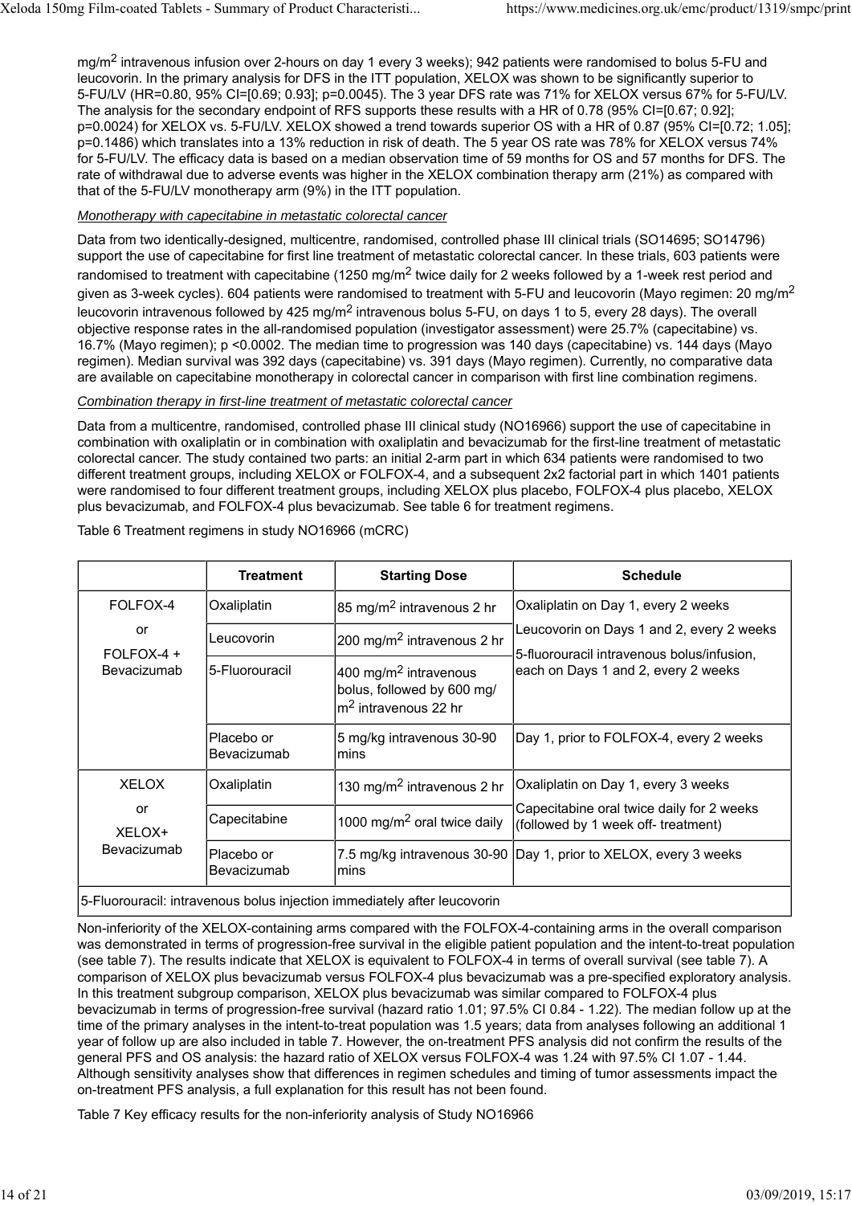mg/m$^2$ intravenous infusion over 2-hours on day 1 every 3 weeks); 942 patients were randomised to bolus 5-FU and leucovorin. In the primary analysis for DFS in the ITT population, XELOX was shown to be significantly superior to 5-FU/LV (HR=0.80, 95% CI=[0.69; 0.93]; p=0.0045). The 3 year DFS rate was 71% for XELOX versus 67% for 5-FU/LV. The analysis for the secondary endpoint of RFS supports these results with a HR of 0.78 (95% CI=[0.67; 0.92]; p=0.0024) for XELOX vs. 5-FU/LV. XELOX showed a trend towards superior OS with a HR of 0.87 (95% CI=[0.72; 1.05]; p=0.1486) which translates into a 13% reduction in risk of death. The 5 year OS rate was 78% for XELOX versus 74% for 5-FU/LV. The efficacy data is based on a median observation time of 59 months for OS and 57 months for DFS. The rate of withdrawal due to adverse events was higher in the XELOX combination therapy arm (21%) as compared with that of the 5-FU/LV monotherapy arm (9%) in the ITT population.

*Monotherapy with capecitabine in metastatic colorectal cancer*

Data from two identically-designed, multicentre, randomised, controlled phase III clinical trials (SO14695; SO14796) support the use of capecitabine for first line treatment of metastatic colorectal cancer. In these trials, 603 patients were randomised to treatment with capecitabine (1250 mg/m$^2$ twice daily for 2 weeks followed by a 1-week rest period and given as 3-week cycles). 604 patients were randomised to treatment with 5-FU and leucovorin (Mayo regimen: 20 mg/m$^2$ leucovorin intravenous followed by 425 mg/m$^2$ intravenous bolus 5-FU, on days 1 to 5, every 28 days). The overall objective response rates in the all-randomised population (investigator assessment) were 25.7% (capecitabine) vs. 16.7% (Mayo regimen); p <0.0002. The median time to progression was 140 days (capecitabine) vs. 144 days (Mayo regimen). Median survival was 392 days (capecitabine) vs. 391 days (Mayo regimen). Currently, no comparative data are available on capecitabine monotherapy in colorectal cancer in comparison with first line combination regimens.

*Combination therapy in first-line treatment of metastatic colorectal cancer*

Data from a multicentre, randomised, controlled phase III clinical study (NO16966) support the use of capecitabine in combination with oxaliplatin or in combination with oxaliplatin and bevacizumab for the first-line treatment of metastatic colorectal cancer. The study contained two parts: an initial 2-arm part in which 634 patients were randomised to two different treatment groups, including XELOX or FOLFOX-4, and a subsequent 2x2 factorial part in which 1401 patients were randomised to four different treatment groups, including XELOX plus placebo, FOLFOX-4 plus placebo, XELOX plus bevacizumab, and FOLFOX-4 plus bevacizumab. See table 6 for treatment regimens.

Table 6 Treatment regimens in study NO16966 (mCRC)

| | Treatment | Starting Dose | Schedule |
|---|---|---|---|
| FOLFOX-4 or FOLFOX-4 + Bevacizumab | Oxaliplatin | 85 mg/m$^2$ intravenous 2 hr | Oxaliplatin on Day 1, every 2 weeks |
| | Leucovorin | 200 mg/m$^2$ intravenous 2 hr | Leucovorin on Days 1 and 2, every 2 weeks |
| | 5-Fluorouracil | 400 mg/m$^2$ intravenous bolus, followed by 600 mg/m$^2$ intravenous 22 hr | 5-fluorouracil intravenous bolus/infusion, each on Days 1 and 2, every 2 weeks |
| | Placebo or Bevacizumab | 5 mg/kg intravenous 30-90 mins | Day 1, prior to FOLFOX-4, every 2 weeks |
| XELOX or XELOX+ Bevacizumab | Oxaliplatin | 130 mg/m$^2$ intravenous 2 hr | Oxaliplatin on Day 1, every 3 weeks |
| | Capecitabine | 1000 mg/m$^2$ oral twice daily | Capecitabine oral twice daily for 2 weeks (followed by 1 week off- treatment) |
| | Placebo or Bevacizumab | 7.5 mg/kg intravenous 30-90 mins | Day 1, prior to XELOX, every 3 weeks |
| 5-Fluorouracil: intravenous bolus injection immediately after leucovorin | | | |

Non-inferiority of the XELOX-containing arms compared with the FOLFOX-4-containing arms in the overall comparison was demonstrated in terms of progression-free survival in the eligible patient population and the intent-to-treat population (see table 7). The results indicate that XELOX is equivalent to FOLFOX-4 in terms of overall survival (see table 7). A comparison of XELOX plus bevacizumab versus FOLFOX-4 plus bevacizumab was a pre-specified exploratory analysis. In this treatment subgroup comparison, XELOX plus bevacizumab was similar compared to FOLFOX-4 plus bevacizumab in terms of progression-free survival (hazard ratio 1.01; 97.5% CI 0.84 - 1.22). The median follow up at the time of the primary analyses in the intent-to-treat population was 1.5 years; data from analyses following an additional 1 year of follow up are also included in table 7. However, the on-treatment PFS analysis did not confirm the results of the general PFS and OS analysis: the hazard ratio of XELOX versus FOLFOX-4 was 1.24 with 97.5% CI 1.07 - 1.44. Although sensitivity analyses show that differences in regimen schedules and timing of tumor assessments impact the on-treatment PFS analysis, a full explanation for this result has not been found.

Table 7 Key efficacy results for the non-inferiority analysis of Study NO16966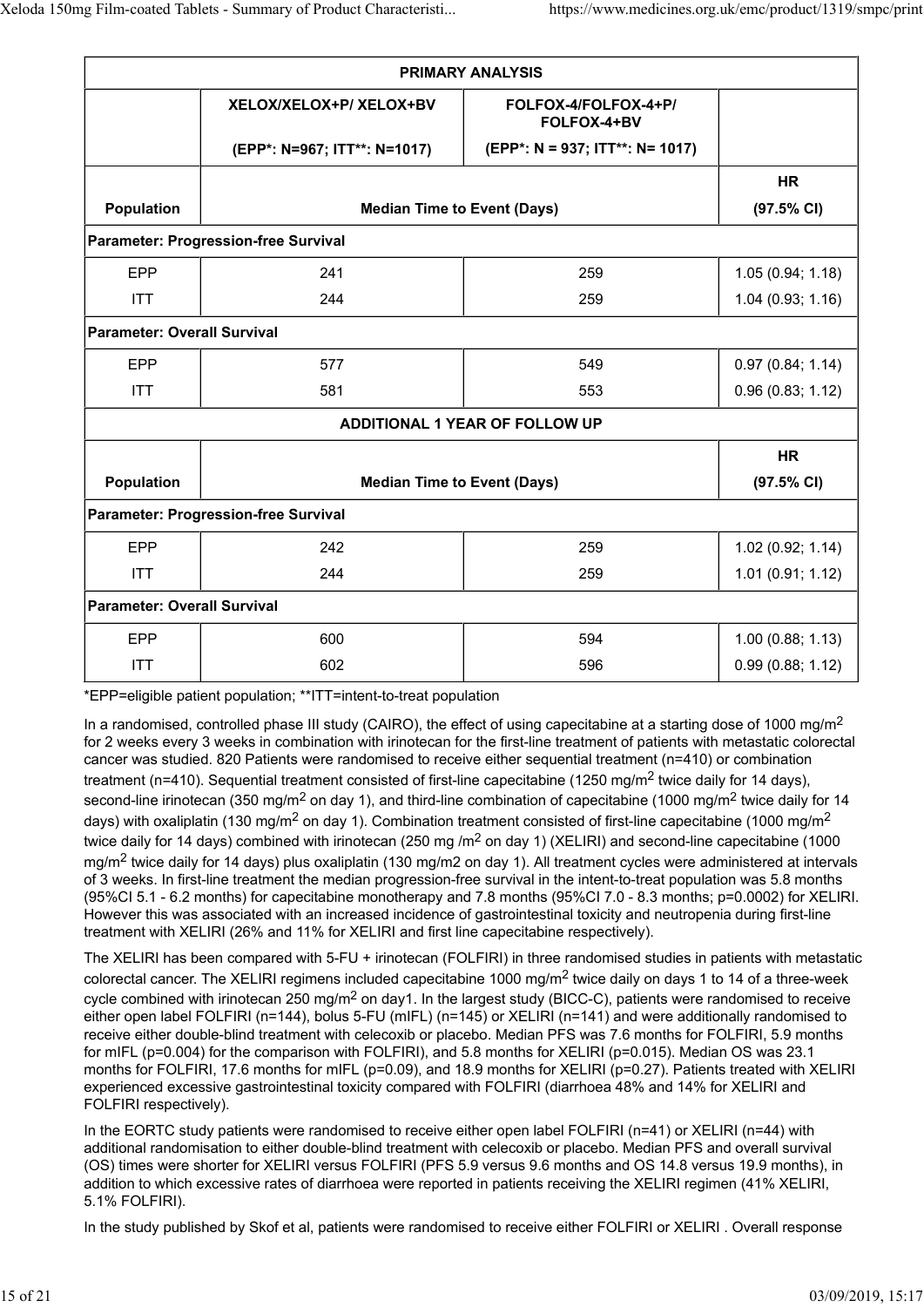| PRIMARY ANALYSIS | | | |
|---|---|---|---|
| | XELOX/XELOX+P/ XELOX+BV (EPP*: N=967; ITT**: N=1017) | FOLFOX-4/FOLFOX-4+P/ FOLFOX-4+BV (EPP*: N = 937; ITT**: N= 1017) | |
| Population | Median Time to Event (Days) | | HR (97.5% CI) |
| Parameter: Progression-free Survival | | | |
| EPP | 241 | 259 | 1.05 (0.94; 1.18) |
| ITT | 244 | 259 | 1.04 (0.93; 1.16) |
| Parameter: Overall Survival | | | |
| EPP | 577 | 549 | 0.97 (0.84; 1.14) |
| ITT | 581 | 553 | 0.96 (0.83; 1.12) |
| ADDITIONAL 1 YEAR OF FOLLOW UP | | | |
| Population | Median Time to Event (Days) | | HR (97.5% CI) |
| Parameter: Progression-free Survival | | | |
| EPP | 242 | 259 | 1.02 (0.92; 1.14) |
| ITT | 244 | 259 | 1.01 (0.91; 1.12) |
| Parameter: Overall Survival | | | |
| EPP | 600 | 594 | 1.00 (0.88; 1.13) |
| ITT | 602 | 596 | 0.99 (0.88; 1.12) |

*EPP=eligible patient population; **ITT=intent-to-treat population

In a randomised, controlled phase III study (CAIRO), the effect of using capecitabine at a starting dose of 1000 mg/m$^2$ for 2 weeks every 3 weeks in combination with irinotecan for the first-line treatment of patients with metastatic colorectal cancer was studied. 820 Patients were randomised to receive either sequential treatment (n=410) or combination treatment (n=410). Sequential treatment consisted of first-line capecitabine (1250 mg/m$^2$ twice daily for 14 days), second-line irinotecan (350 mg/m$^2$ on day 1), and third-line combination of capecitabine (1000 mg/m$^2$ twice daily for 14 days) with oxaliplatin (130 mg/m$^2$ on day 1). Combination treatment consisted of first-line capecitabine (1000 mg/m$^2$ twice daily for 14 days) combined with irinotecan (250 mg /m$^2$ on day 1) (XELIRI) and second-line capecitabine (1000 mg/m$^2$ twice daily for 14 days) plus oxaliplatin (130 mg/m2 on day 1). All treatment cycles were administered at intervals of 3 weeks. In first-line treatment the median progression-free survival in the intent-to-treat population was 5.8 months (95%CI 5.1 - 6.2 months) for capecitabine monotherapy and 7.8 months (95%CI 7.0 - 8.3 months; p=0.0002) for XELIRI. However this was associated with an increased incidence of gastrointestinal toxicity and neutropenia during first-line treatment with XELIRI (26% and 11% for XELIRI and first line capecitabine respectively).

The XELIRI has been compared with 5-FU + irinotecan (FOLFIRI) in three randomised studies in patients with metastatic colorectal cancer. The XELIRI regimens included capecitabine 1000 mg/m$^2$ twice daily on days 1 to 14 of a three-week cycle combined with irinotecan 250 mg/m$^2$ on day1. In the largest study (BICC-C), patients were randomised to receive either open label FOLFIRI (n=144), bolus 5-FU (mIFL) (n=145) or XELIRI (n=141) and were additionally randomised to receive either double-blind treatment with celecoxib or placebo. Median PFS was 7.6 months for FOLFIRI, 5.9 months for mIFL (p=0.004) for the comparison with FOLFIRI), and 5.8 months for XELIRI (p=0.015). Median OS was 23.1 months for FOLFIRI, 17.6 months for mIFL (p=0.09), and 18.9 months for XELIRI (p=0.27). Patients treated with XELIRI experienced excessive gastrointestinal toxicity compared with FOLFIRI (diarrhoea 48% and 14% for XELIRI and FOLFIRI respectively).

In the EORTC study patients were randomised to receive either open label FOLFIRI (n=41) or XELIRI (n=44) with additional randomisation to either double-blind treatment with celecoxib or placebo. Median PFS and overall survival (OS) times were shorter for XELIRI versus FOLFIRI (PFS 5.9 versus 9.6 months and OS 14.8 versus 19.9 months), in addition to which excessive rates of diarrhoea were reported in patients receiving the XELIRI regimen (41% XELIRI, 5.1% FOLFIRI).

In the study published by Skof et al, patients were randomised to receive either FOLFIRI or XELIRI . Overall response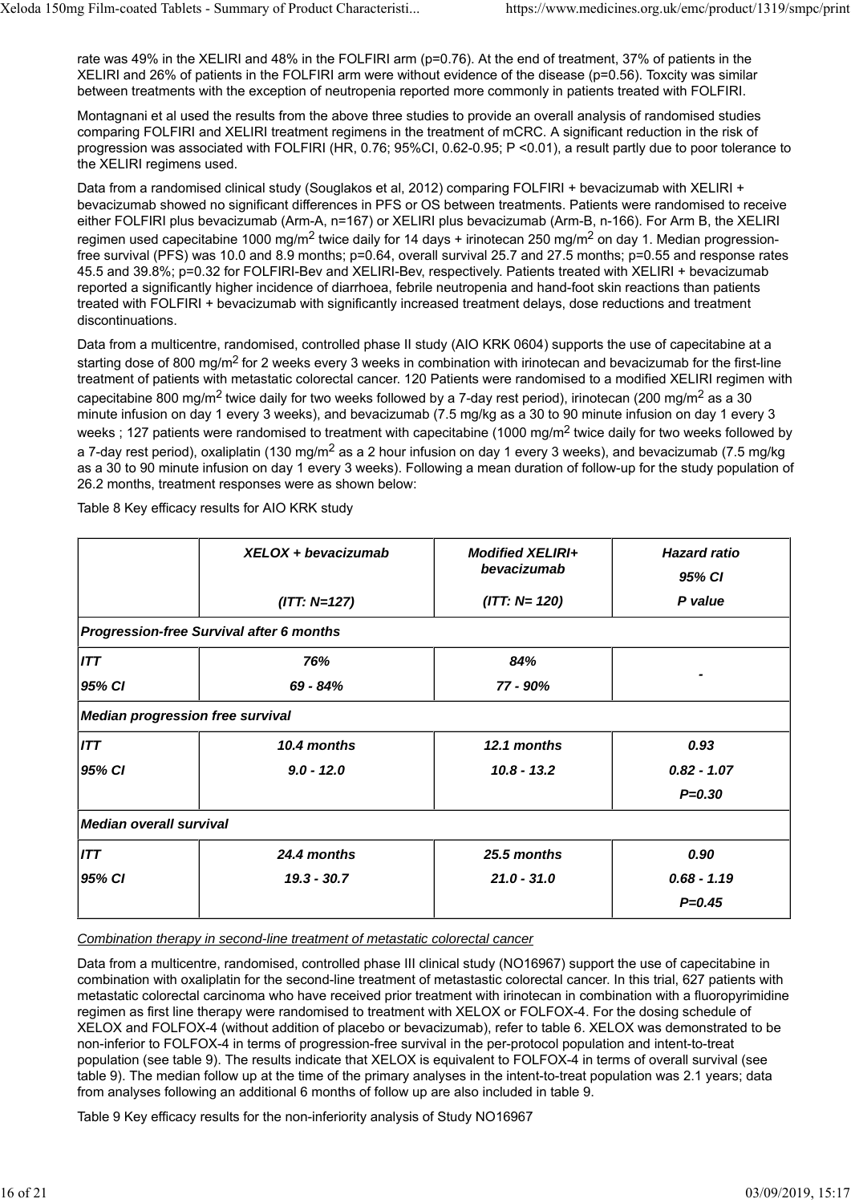rate was 49% in the XELIRI and 48% in the FOLFIRI arm (p=0.76). At the end of treatment, 37% of patients in the XELIRI and 26% of patients in the FOLFIRI arm were without evidence of the disease (p=0.56). Toxcity was similar between treatments with the exception of neutropenia reported more commonly in patients treated with FOLFIRI.

Montagnani et al used the results from the above three studies to provide an overall analysis of randomised studies comparing FOLFIRI and XELIRI treatment regimens in the treatment of mCRC. A significant reduction in the risk of progression was associated with FOLFIRI (HR, 0.76; 95%CI, 0.62-0.95; P <0.01), a result partly due to poor tolerance to the XELIRI regimens used.

Data from a randomised clinical study (Souglakos et al, 2012) comparing FOLFIRI + bevacizumab with XELIRI + bevacizumab showed no significant differences in PFS or OS between treatments. Patients were randomised to receive either FOLFIRI plus bevacizumab (Arm-A, n=167) or XELIRI plus bevacizumab (Arm-B, n-166). For Arm B, the XELIRI regimen used capecitabine 1000 mg/m$^2$ twice daily for 14 days + irinotecan 250 mg/m$^2$ on day 1. Median progression-free survival (PFS) was 10.0 and 8.9 months; p=0.64, overall survival 25.7 and 27.5 months; p=0.55 and response rates 45.5 and 39.8%; p=0.32 for FOLFIRI-Bev and XELIRI-Bev, respectively. Patients treated with XELIRI + bevacizumab reported a significantly higher incidence of diarrhoea, febrile neutropenia and hand-foot skin reactions than patients treated with FOLFIRI + bevacizumab with significantly increased treatment delays, dose reductions and treatment discontinuations.

Data from a multicentre, randomised, controlled phase II study (AIO KRK 0604) supports the use of capecitabine at a starting dose of 800 mg/m$^2$ for 2 weeks every 3 weeks in combination with irinotecan and bevacizumab for the first-line treatment of patients with metastatic colorectal cancer. 120 Patients were randomised to a modified XELIRI regimen with capecitabine 800 mg/m$^2$ twice daily for two weeks followed by a 7-day rest period), irinotecan (200 mg/m$^2$ as a 30 minute infusion on day 1 every 3 weeks), and bevacizumab (7.5 mg/kg as a 30 to 90 minute infusion on day 1 every 3 weeks ; 127 patients were randomised to treatment with capecitabine (1000 mg/m$^2$ twice daily for two weeks followed by a 7-day rest period), oxaliplatin (130 mg/m$^2$ as a 2 hour infusion on day 1 every 3 weeks), and bevacizumab (7.5 mg/kg as a 30 to 90 minute infusion on day 1 every 3 weeks). Following a mean duration of follow-up for the study population of 26.2 months, treatment responses were as shown below:

Table 8 Key efficacy results for AIO KRK study

| | *XELOX + bevacizumab (ITT: N=127)* | *Modified XELIRI+ bevacizumab (ITT: N= 120)* | *Hazard ratio 95% CI P value* |
|---|---|---|---|
| ***Progression-free Survival after 6 months*** | | | |
| *ITT* | *76%* | *84%* | *-* |
| *95% CI* | *69 - 84%* | *77 - 90%* | |
| ***Median progression free survival*** | | | |
| *ITT* | *10.4 months* | *12.1 months* | *0.93* |
| *95% CI* | *9.0 - 12.0* | *10.8 - 13.2* | *0.82 - 1.07* |
| | | | *P=0.30* |
| ***Median overall survival*** | | | |
| *ITT* | *24.4 months* | *25.5 months* | *0.90* |
| *95% CI* | *19.3 - 30.7* | *21.0 - 31.0* | *0.68 - 1.19* |
| | | | *P=0.45* |

*Combination therapy in second-line treatment of metastatic colorectal cancer*

Data from a multicentre, randomised, controlled phase III clinical study (NO16967) support the use of capecitabine in combination with oxaliplatin for the second-line treatment of metastastic colorectal cancer. In this trial, 627 patients with metastatic colorectal carcinoma who have received prior treatment with irinotecan in combination with a fluoropyrimidine regimen as first line therapy were randomised to treatment with XELOX or FOLFOX-4. For the dosing schedule of XELOX and FOLFOX-4 (without addition of placebo or bevacizumab), refer to table 6. XELOX was demonstrated to be non-inferior to FOLFOX-4 in terms of progression-free survival in the per-protocol population and intent-to-treat population (see table 9). The results indicate that XELOX is equivalent to FOLFOX-4 in terms of overall survival (see table 9). The median follow up at the time of the primary analyses in the intent-to-treat population was 2.1 years; data from analyses following an additional 6 months of follow up are also included in table 9.

Table 9 Key efficacy results for the non-inferiority analysis of Study NO16967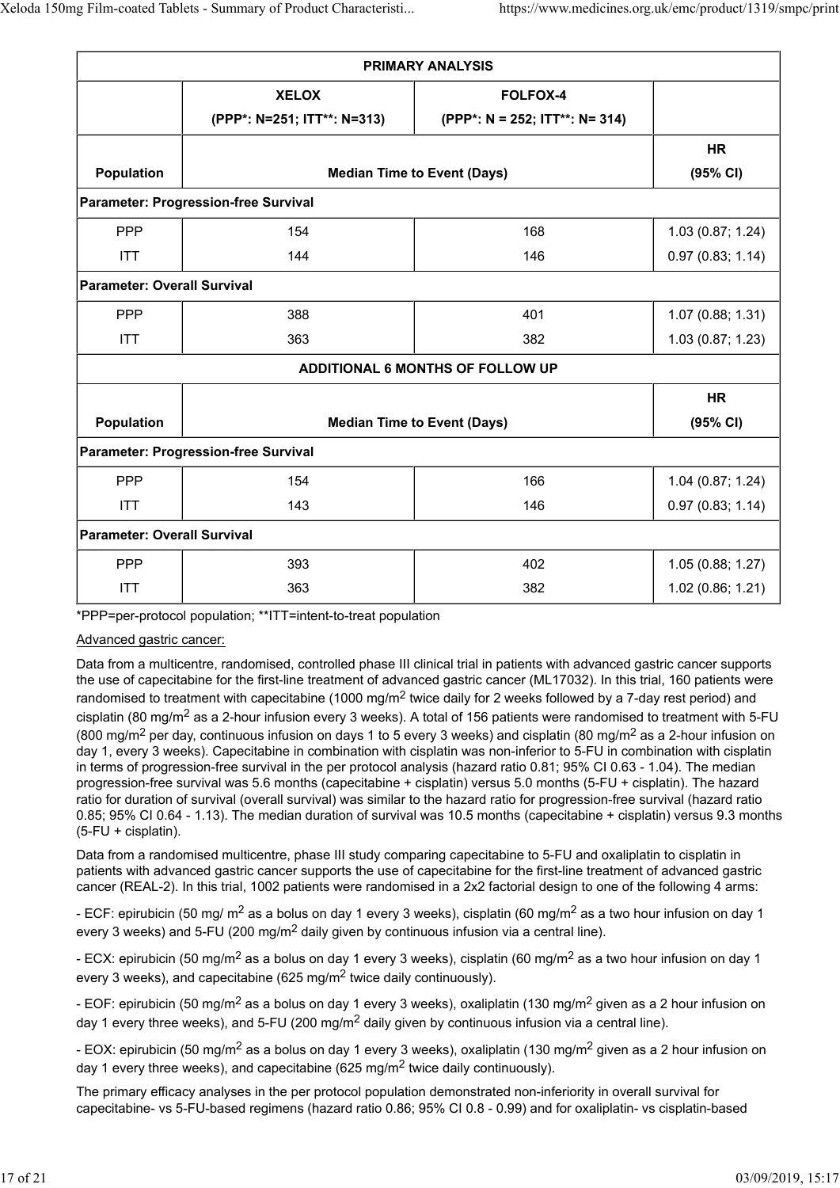| PRIMARY ANALYSIS | | | |
|---|---|---|---|
| | XELOX (PPP*: N=251; ITT**: N=313) | FOLFOX-4 (PPP*: N = 252; ITT**: N= 314) | |
| Population | Median Time to Event (Days) | | HR (95% CI) |
| Parameter: Progression-free Survival | | | |
| PPP | 154 | 168 | 1.03 (0.87; 1.24) |
| ITT | 144 | 146 | 0.97 (0.83; 1.14) |
| Parameter: Overall Survival | | | |
| PPP | 388 | 401 | 1.07 (0.88; 1.31) |
| ITT | 363 | 382 | 1.03 (0.87; 1.23) |
| ADDITIONAL 6 MONTHS OF FOLLOW UP | | | |
| Population | Median Time to Event (Days) | | HR (95% CI) |
| Parameter: Progression-free Survival | | | |
| PPP | 154 | 166 | 1.04 (0.87; 1.24) |
| ITT | 143 | 146 | 0.97 (0.83; 1.14) |
| Parameter: Overall Survival | | | |
| PPP | 393 | 402 | 1.05 (0.88; 1.27) |
| ITT | 363 | 382 | 1.02 (0.86; 1.21) |

*PPP=per-protocol population; **ITT=intent-to-treat population

Advanced gastric cancer:

Data from a multicentre, randomised, controlled phase III clinical trial in patients with advanced gastric cancer supports the use of capecitabine for the first-line treatment of advanced gastric cancer (ML17032). In this trial, 160 patients were randomised to treatment with capecitabine (1000 mg/m$^2$ twice daily for 2 weeks followed by a 7-day rest period) and cisplatin (80 mg/m$^2$ as a 2-hour infusion every 3 weeks). A total of 156 patients were randomised to treatment with 5-FU (800 mg/m$^2$ per day, continuous infusion on days 1 to 5 every 3 weeks) and cisplatin (80 mg/m$^2$ as a 2-hour infusion on day 1, every 3 weeks). Capecitabine in combination with cisplatin was non-inferior to 5-FU in combination with cisplatin in terms of progression-free survival in the per protocol analysis (hazard ratio 0.81; 95% CI 0.63 - 1.04). The median progression-free survival was 5.6 months (capecitabine + cisplatin) versus 5.0 months (5-FU + cisplatin). The hazard ratio for duration of survival (overall survival) was similar to the hazard ratio for progression-free survival (hazard ratio 0.85; 95% CI 0.64 - 1.13). The median duration of survival was 10.5 months (capecitabine + cisplatin) versus 9.3 months (5-FU + cisplatin).

Data from a randomised multicentre, phase III study comparing capecitabine to 5-FU and oxaliplatin to cisplatin in patients with advanced gastric cancer supports the use of capecitabine for the first-line treatment of advanced gastric cancer (REAL-2). In this trial, 1002 patients were randomised in a 2x2 factorial design to one of the following 4 arms:

- ECF: epirubicin (50 mg/ m$^2$ as a bolus on day 1 every 3 weeks), cisplatin (60 mg/m$^2$ as a two hour infusion on day 1 every 3 weeks) and 5-FU (200 mg/m$^2$ daily given by continuous infusion via a central line).

- ECX: epirubicin (50 mg/m$^2$ as a bolus on day 1 every 3 weeks), cisplatin (60 mg/m$^2$ as a two hour infusion on day 1 every 3 weeks), and capecitabine (625 mg/m$^2$ twice daily continuously).

- EOF: epirubicin (50 mg/m$^2$ as a bolus on day 1 every 3 weeks), oxaliplatin (130 mg/m$^2$ given as a 2 hour infusion on day 1 every three weeks), and 5-FU (200 mg/m$^2$ daily given by continuous infusion via a central line).

- EOX: epirubicin (50 mg/m$^2$ as a bolus on day 1 every 3 weeks), oxaliplatin (130 mg/m$^2$ given as a 2 hour infusion on day 1 every three weeks), and capecitabine (625 mg/m$^2$ twice daily continuously).

The primary efficacy analyses in the per protocol population demonstrated non-inferiority in overall survival for capecitabine- vs 5-FU-based regimens (hazard ratio 0.86; 95% CI 0.8 - 0.99) and for oxaliplatin- vs cisplatin-based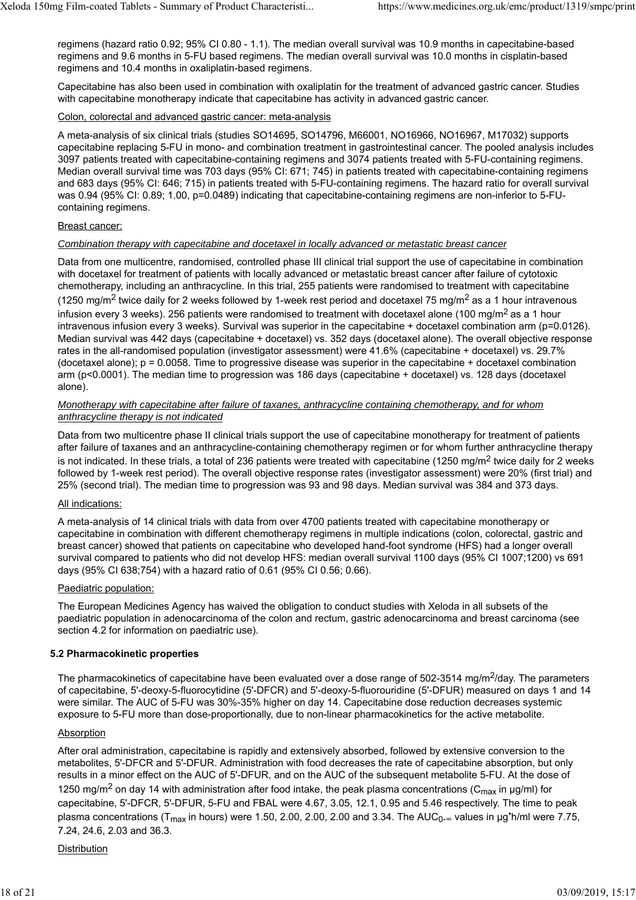regimens (hazard ratio 0.92; 95% CI 0.80 - 1.1). The median overall survival was 10.9 months in capecitabine-based regimens and 9.6 months in 5-FU based regimens. The median overall survival was 10.0 months in cisplatin-based regimens and 10.4 months in oxaliplatin-based regimens.

Capecitabine has also been used in combination with oxaliplatin for the treatment of advanced gastric cancer. Studies with capecitabine monotherapy indicate that capecitabine has activity in advanced gastric cancer.

Colon, colorectal and advanced gastric cancer: meta-analysis

A meta-analysis of six clinical trials (studies SO14695, SO14796, M66001, NO16966, NO16967, M17032) supports capecitabine replacing 5-FU in mono- and combination treatment in gastrointestinal cancer. The pooled analysis includes 3097 patients treated with capecitabine-containing regimens and 3074 patients treated with 5-FU-containing regimens. Median overall survival time was 703 days (95% CI: 671; 745) in patients treated with capecitabine-containing regimens and 683 days (95% CI: 646; 715) in patients treated with 5-FU-containing regimens. The hazard ratio for overall survival was 0.94 (95% CI: 0.89; 1.00, p=0.0489) indicating that capecitabine-containing regimens are non-inferior to 5-FU-containing regimens.

Breast cancer:

*Combination therapy with capecitabine and docetaxel in locally advanced or metastatic breast cancer*

Data from one multicentre, randomised, controlled phase III clinical trial support the use of capecitabine in combination with docetaxel for treatment of patients with locally advanced or metastatic breast cancer after failure of cytotoxic chemotherapy, including an anthracycline. In this trial, 255 patients were randomised to treatment with capecitabine (1250 mg/$m^2$ twice daily for 2 weeks followed by 1-week rest period and docetaxel 75 mg/$m^2$ as a 1 hour intravenous infusion every 3 weeks). 256 patients were randomised to treatment with docetaxel alone (100 mg/$m^2$ as a 1 hour intravenous infusion every 3 weeks). Survival was superior in the capecitabine + docetaxel combination arm (p=0.0126). Median survival was 442 days (capecitabine + docetaxel) vs. 352 days (docetaxel alone). The overall objective response rates in the all-randomised population (investigator assessment) were 41.6% (capecitabine + docetaxel) vs. 29.7% (docetaxel alone); p = 0.0058. Time to progressive disease was superior in the capecitabine + docetaxel combination arm (p<0.0001). The median time to progression was 186 days (capecitabine + docetaxel) vs. 128 days (docetaxel alone).

*Monotherapy with capecitabine after failure of taxanes, anthracycline containing chemotherapy, and for whom anthracycline therapy is not indicated*

Data from two multicentre phase II clinical trials support the use of capecitabine monotherapy for treatment of patients after failure of taxanes and an anthracycline-containing chemotherapy regimen or for whom further anthracycline therapy is not indicated. In these trials, a total of 236 patients were treated with capecitabine (1250 mg/$m^2$ twice daily for 2 weeks followed by 1-week rest period). The overall objective response rates (investigator assessment) were 20% (first trial) and 25% (second trial). The median time to progression was 93 and 98 days. Median survival was 384 and 373 days.

All indications:

A meta-analysis of 14 clinical trials with data from over 4700 patients treated with capecitabine monotherapy or capecitabine in combination with different chemotherapy regimens in multiple indications (colon, colorectal, gastric and breast cancer) showed that patients on capecitabine who developed hand-foot syndrome (HFS) had a longer overall survival compared to patients who did not develop HFS: median overall survival 1100 days (95% CI 1007;1200) vs 691 days (95% CI 638;754) with a hazard ratio of 0.61 (95% CI 0.56; 0.66).

Paediatric population:

The European Medicines Agency has waived the obligation to conduct studies with Xeloda in all subsets of the paediatric population in adenocarcinoma of the colon and rectum, gastric adenocarcinoma and breast carcinoma (see section 4.2 for information on paediatric use).

### 5.2 Pharmacokinetic properties

The pharmacokinetics of capecitabine have been evaluated over a dose range of 502-3514 mg/$m^2$/day. The parameters of capecitabine, 5'-deoxy-5-fluorocytidine (5'-DFCR) and 5'-deoxy-5-fluorouridine (5'-DFUR) measured on days 1 and 14 were similar. The AUC of 5-FU was 30%-35% higher on day 14. Capecitabine dose reduction decreases systemic exposure to 5-FU more than dose-proportionally, due to non-linear pharmacokinetics for the active metabolite.

Absorption

After oral administration, capecitabine is rapidly and extensively absorbed, followed by extensive conversion to the metabolites, 5'-DFCR and 5'-DFUR. Administration with food decreases the rate of capecitabine absorption, but only results in a minor effect on the AUC of 5'-DFUR, and on the AUC of the subsequent metabolite 5-FU. At the dose of 1250 mg/$m^2$ on day 14 with administration after food intake, the peak plasma concentrations ($C_{max}$ in µg/ml) for capecitabine, 5'-DFCR, 5'-DFUR, 5-FU and FBAL were 4.67, 3.05, 12.1, 0.95 and 5.46 respectively. The time to peak plasma concentrations ($T_{max}$ in hours) were 1.50, 2.00, 2.00, 2.00 and 3.34. The $AUC_{0-\infty}$ values in µg•h/ml were 7.75, 7.24, 24.6, 2.03 and 36.3.

Distribution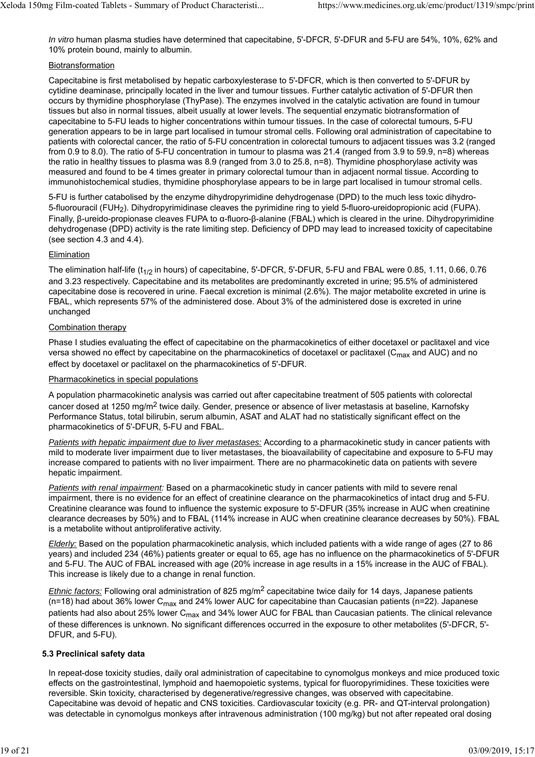*In vitro* human plasma studies have determined that capecitabine, 5'-DFCR, 5'-DFUR and 5-FU are 54%, 10%, 62% and 10% protein bound, mainly to albumin.

Biotransformation

Capecitabine is first metabolised by hepatic carboxylesterase to 5'-DFCR, which is then converted to 5'-DFUR by cytidine deaminase, principally located in the liver and tumour tissues. Further catalytic activation of 5'-DFUR then occurs by thymidine phosphorylase (ThyPase). The enzymes involved in the catalytic activation are found in tumour tissues but also in normal tissues, albeit usually at lower levels. The sequential enzymatic biotransformation of capecitabine to 5-FU leads to higher concentrations within tumour tissues. In the case of colorectal tumours, 5-FU generation appears to be in large part localised in tumour stromal cells. Following oral administration of capecitabine to patients with colorectal cancer, the ratio of 5-FU concentration in colorectal tumours to adjacent tissues was 3.2 (ranged from 0.9 to 8.0). The ratio of 5-FU concentration in tumour to plasma was 21.4 (ranged from 3.9 to 59.9, n=8) whereas the ratio in healthy tissues to plasma was 8.9 (ranged from 3.0 to 25.8, n=8). Thymidine phosphorylase activity was measured and found to be 4 times greater in primary colorectal tumour than in adjacent normal tissue. According to immunohistochemical studies, thymidine phosphorylase appears to be in large part localised in tumour stromal cells.

5-FU is further catabolised by the enzyme dihydropyrimidine dehydrogenase (DPD) to the much less toxic dihydro-5-fluorouracil ($FUH_2$). Dihydropyrimidinase cleaves the pyrimidine ring to yield 5-fluoro-ureidopropionic acid (FUPA). Finally, β-ureido-propionase cleaves FUPA to α-fluoro-β-alanine (FBAL) which is cleared in the urine. Dihydropyrimidine dehydrogenase (DPD) activity is the rate limiting step. Deficiency of DPD may lead to increased toxicity of capecitabine (see section 4.3 and 4.4).

Elimination

The elimination half-life ($t_{1/2}$ in hours) of capecitabine, 5'-DFCR, 5'-DFUR, 5-FU and FBAL were 0.85, 1.11, 0.66, 0.76 and 3.23 respectively. Capecitabine and its metabolites are predominantly excreted in urine; 95.5% of administered capecitabine dose is recovered in urine. Faecal excretion is minimal (2.6%). The major metabolite excreted in urine is FBAL, which represents 57% of the administered dose. About 3% of the administered dose is excreted in urine unchanged

Combination therapy

Phase I studies evaluating the effect of capecitabine on the pharmacokinetics of either docetaxel or paclitaxel and vice versa showed no effect by capecitabine on the pharmacokinetics of docetaxel or paclitaxel ($C_{max}$ and AUC) and no effect by docetaxel or paclitaxel on the pharmacokinetics of 5'-DFUR.

Pharmacokinetics in special populations

A population pharmacokinetic analysis was carried out after capecitabine treatment of 505 patients with colorectal cancer dosed at 1250 mg/m$^2$ twice daily. Gender, presence or absence of liver metastasis at baseline, Karnofsky Performance Status, total bilirubin, serum albumin, ASAT and ALAT had no statistically significant effect on the pharmacokinetics of 5'-DFUR, 5-FU and FBAL.

*Patients with hepatic impairment due to liver metastases:* According to a pharmacokinetic study in cancer patients with mild to moderate liver impairment due to liver metastases, the bioavailability of capecitabine and exposure to 5-FU may increase compared to patients with no liver impairment. There are no pharmacokinetic data on patients with severe hepatic impairment.

*Patients with renal impairment:* Based on a pharmacokinetic study in cancer patients with mild to severe renal impairment, there is no evidence for an effect of creatinine clearance on the pharmacokinetics of intact drug and 5-FU. Creatinine clearance was found to influence the systemic exposure to 5'-DFUR (35% increase in AUC when creatinine clearance decreases by 50%) and to FBAL (114% increase in AUC when creatinine clearance decreases by 50%). FBAL is a metabolite without antiproliferative activity.

*Elderly:* Based on the population pharmacokinetic analysis, which included patients with a wide range of ages (27 to 86 years) and included 234 (46%) patients greater or equal to 65, age has no influence on the pharmacokinetics of 5'-DFUR and 5-FU. The AUC of FBAL increased with age (20% increase in age results in a 15% increase in the AUC of FBAL). This increase is likely due to a change in renal function.

*Ethnic factors:* Following oral administration of 825 mg/m$^2$ capecitabine twice daily for 14 days, Japanese patients (n=18) had about 36% lower $C_{max}$ and 24% lower AUC for capecitabine than Caucasian patients (n=22). Japanese patients had also about 25% lower $C_{max}$ and 34% lower AUC for FBAL than Caucasian patients. The clinical relevance of these differences is unknown. No significant differences occurred in the exposure to other metabolites (5'-DFCR, 5'-DFUR, and 5-FU).

### 5.3 Preclinical safety data

In repeat-dose toxicity studies, daily oral administration of capecitabine to cynomolgus monkeys and mice produced toxic effects on the gastrointestinal, lymphoid and haemopoietic systems, typical for fluoropyrimidines. These toxicities were reversible. Skin toxicity, characterised by degenerative/regressive changes, was observed with capecitabine. Capecitabine was devoid of hepatic and CNS toxicities. Cardiovascular toxicity (e.g. PR- and QT-interval prolongation) was detectable in cynomolgus monkeys after intravenous administration (100 mg/kg) but not after repeated oral dosing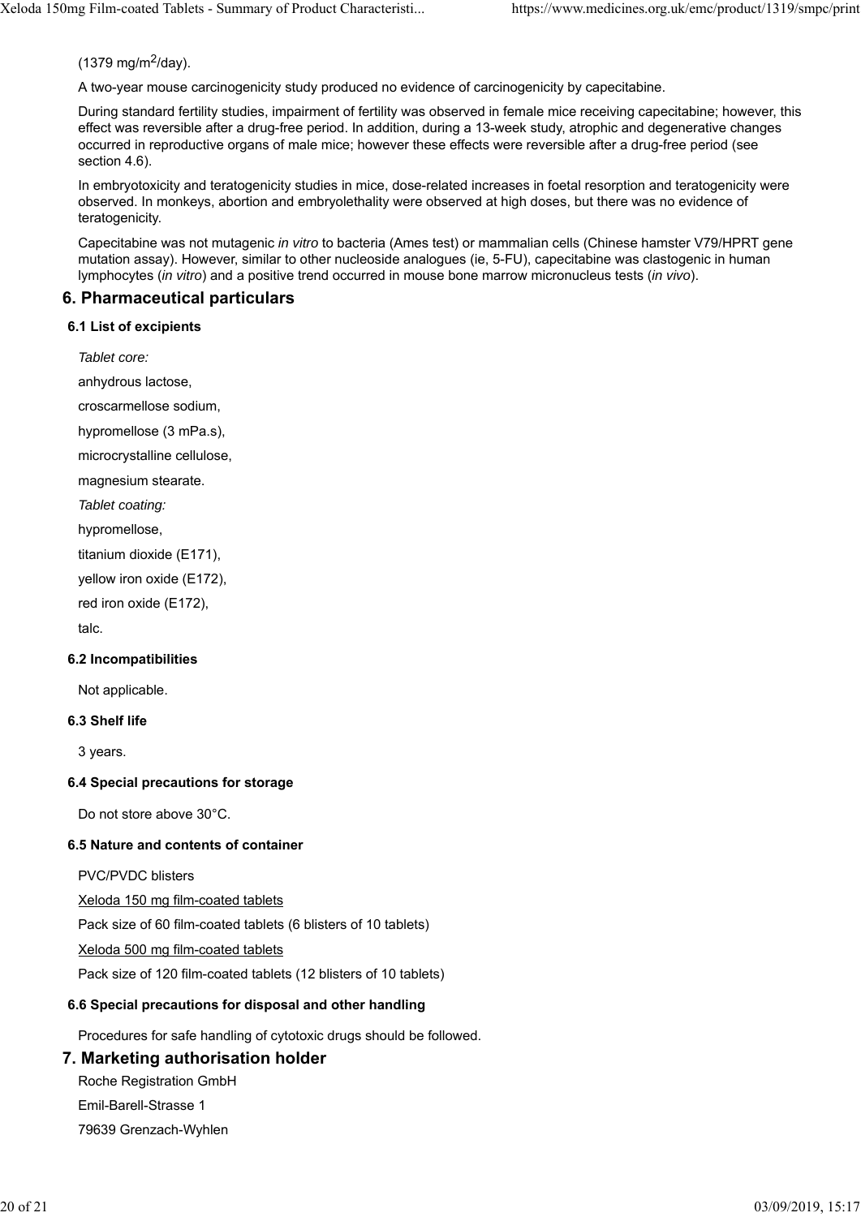(1379 mg/m$^2$/day).

A two-year mouse carcinogenicity study produced no evidence of carcinogenicity by capecitabine.

During standard fertility studies, impairment of fertility was observed in female mice receiving capecitabine; however, this effect was reversible after a drug-free period. In addition, during a 13-week study, atrophic and degenerative changes occurred in reproductive organs of male mice; however these effects were reversible after a drug-free period (see section 4.6).

In embryotoxicity and teratogenicity studies in mice, dose-related increases in foetal resorption and teratogenicity were observed. In monkeys, abortion and embryolethality were observed at high doses, but there was no evidence of teratogenicity.

Capecitabine was not mutagenic *in vitro* to bacteria (Ames test) or mammalian cells (Chinese hamster V79/HPRT gene mutation assay). However, similar to other nucleoside analogues (ie, 5-FU), capecitabine was clastogenic in human lymphocytes (*in vitro*) and a positive trend occurred in mouse bone marrow micronucleus tests (*in vivo*).

## 6. Pharmaceutical particulars

### 6.1 List of excipients

*Tablet core:*

anhydrous lactose,

croscarmellose sodium,

hypromellose (3 mPa.s),

microcrystalline cellulose,

magnesium stearate.

*Tablet coating:*

hypromellose,

titanium dioxide (E171),

yellow iron oxide (E172),

red iron oxide (E172),

talc.

### 6.2 Incompatibilities

Not applicable.

### 6.3 Shelf life

3 years.

### 6.4 Special precautions for storage

Do not store above 30°C.

### 6.5 Nature and contents of container

PVC/PVDC blisters

Xeloda 150 mg film-coated tablets

Pack size of 60 film-coated tablets (6 blisters of 10 tablets)

Xeloda 500 mg film-coated tablets

Pack size of 120 film-coated tablets (12 blisters of 10 tablets)

### 6.6 Special precautions for disposal and other handling

Procedures for safe handling of cytotoxic drugs should be followed.

## 7. Marketing authorisation holder

Roche Registration GmbH

Emil-Barell-Strasse 1

79639 Grenzach-Wyhlen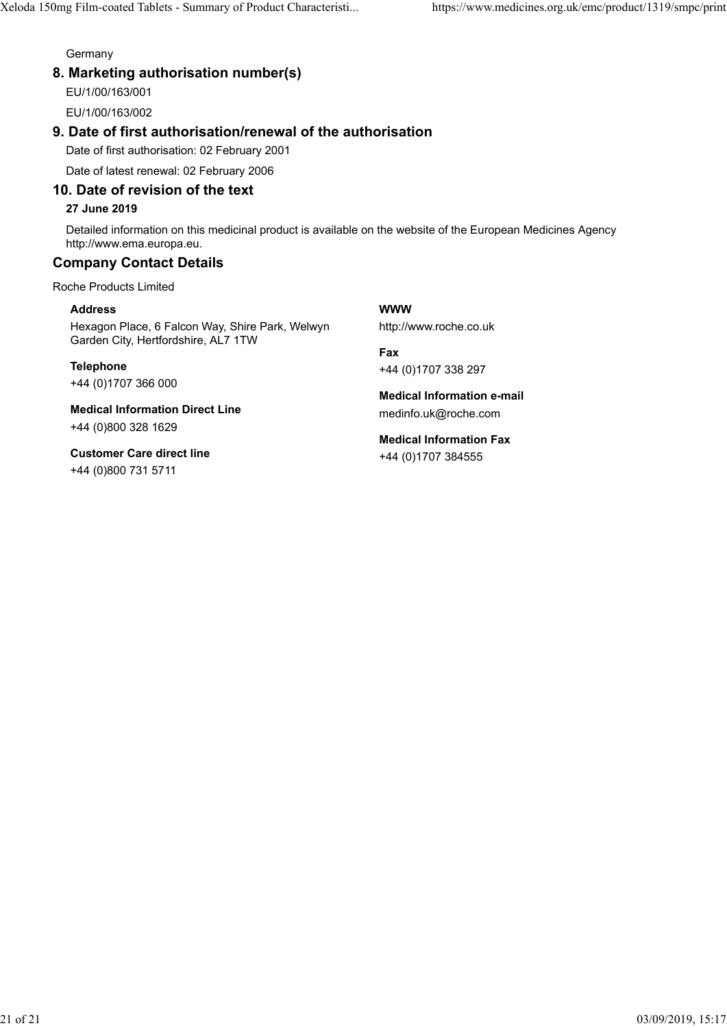Germany

## 8. Marketing authorisation number(s)

EU/1/00/163/001

EU/1/00/163/002

## 9. Date of first authorisation/renewal of the authorisation

Date of first authorisation: 02 February 2001

Date of latest renewal: 02 February 2006

## 10. Date of revision of the text

**27 June 2019**

Detailed information on this medicinal product is available on the website of the European Medicines Agency http://www.ema.europa.eu.

## Company Contact Details

Roche Products Limited

**Address**

Hexagon Place, 6 Falcon Way, Shire Park, Welwyn Garden City, Hertfordshire, AL7 1TW

**Telephone**

+44 (0)1707 366 000

**Medical Information Direct Line**

+44 (0)800 328 1629

**Customer Care direct line**

+44 (0)800 731 5711

**WWW**

http://www.roche.co.uk

**Fax**

+44 (0)1707 338 297

**Medical Information e-mail**

medinfo.uk@roche.com

**Medical Information Fax**

+44 (0)1707 384555